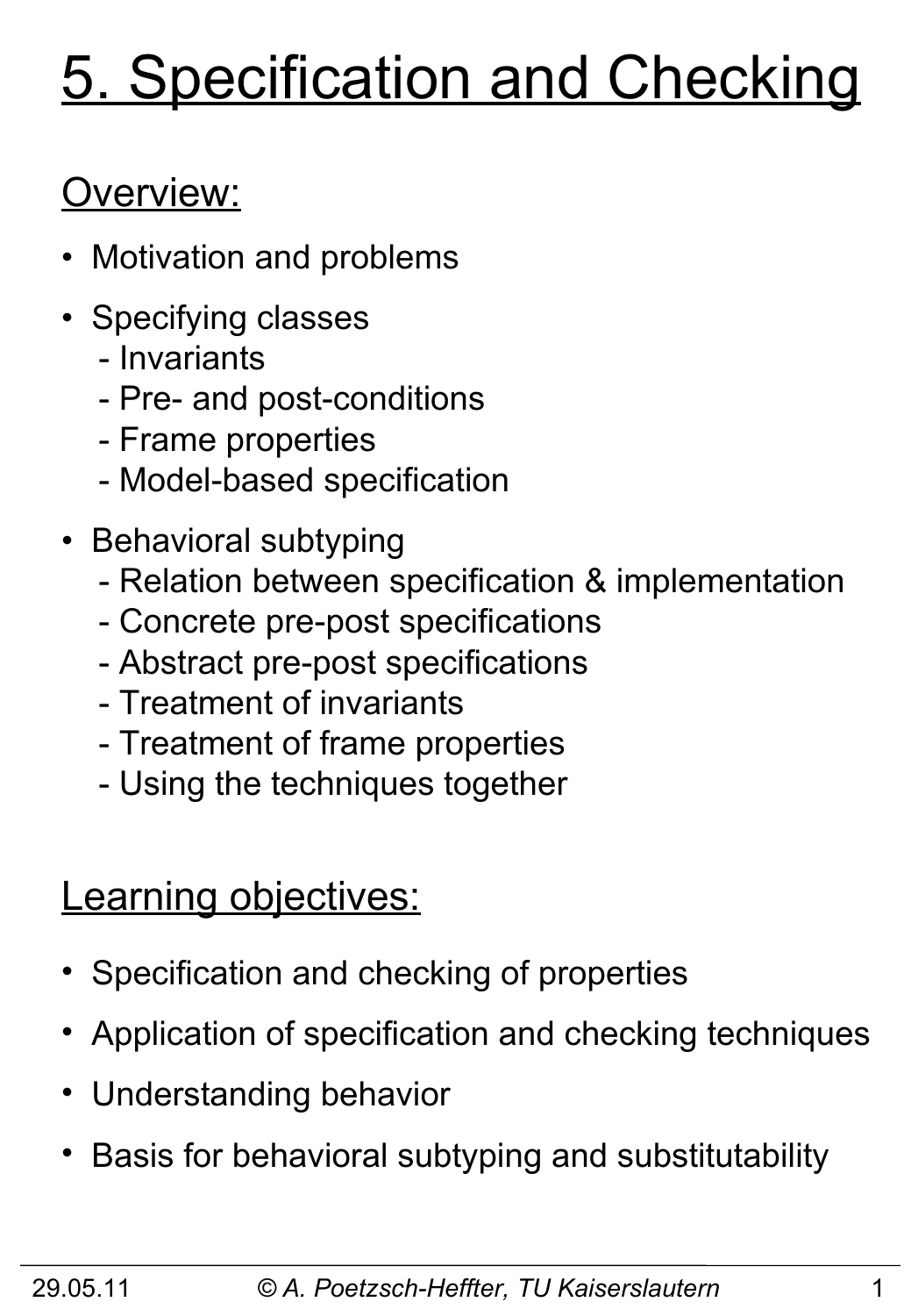# 5. Specification and Checking

## Overview:

- Motivation and problems
- Specifying classes
  - Invariants
  - Pre- and post-conditions
  - Frame properties
  - Model-based specification
- Behavioral subtyping
  - Relation between specification & implementation
  - Concrete pre-post specifications
  - Abstract pre-post specifications
  - Treatment of invariants
  - Treatment of frame properties
  - Using the techniques together

## Learning objectives:

- Specification and checking of properties
- Application of specification and checking techniques
- Understanding behavior
- Basis for behavioral subtyping and substitutability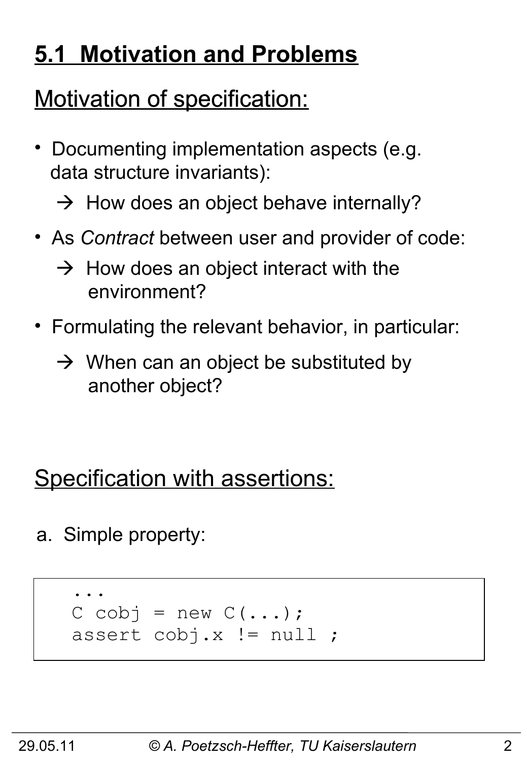# 5.1 Motivation and Problems

## Motivation of specification:

- Documenting implementation aspects (e.g. data structure invariants):
  → How does an object behave internally?
- As *Contract* between user and provider of code:
  → How does an object interact with the environment?
- Formulating the relevant behavior, in particular:
  → When can an object be substituted by another object?

## Specification with assertions:

a. Simple property:

```
...
C cobj = new C(...);
assert cobj.x != null ;
```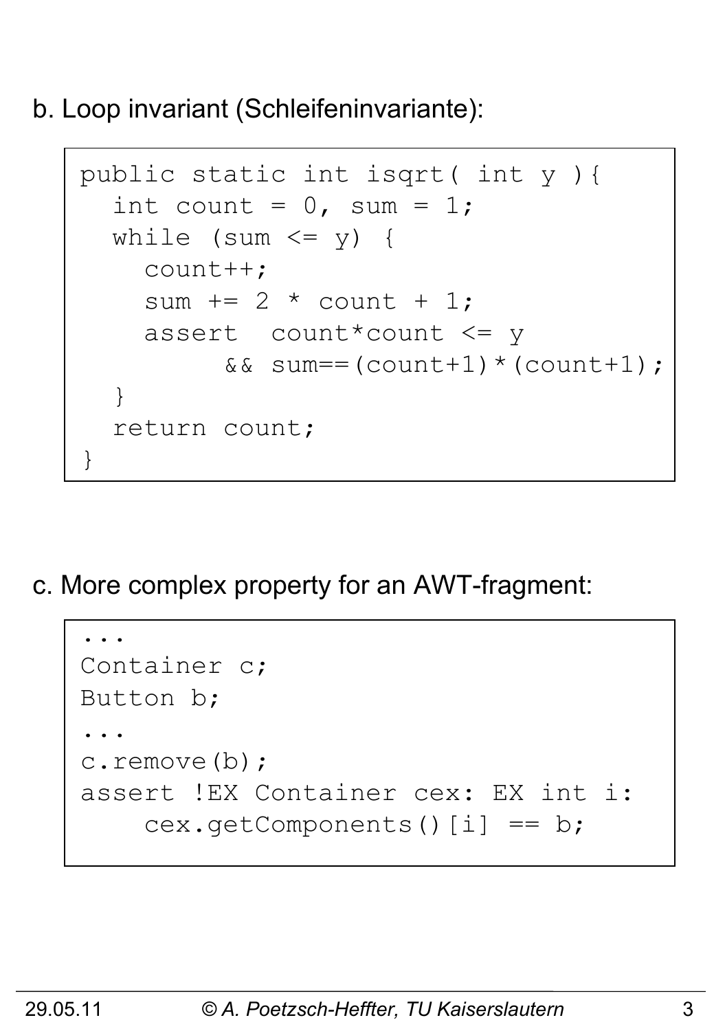b. Loop invariant (Schleifeninvariante):

```
public static int isqrt( int y ){
  int count = 0, sum = 1;
  while (sum <= y) {
    count++;
    sum += 2 * count + 1;
    assert  count*count <= y
         && sum==(count+1)*(count+1);
  }
  return count;
}
```

c. More complex property for an AWT-fragment:

```
...
Container c;
Button b;
...
c.remove(b);
assert !EX Container cex: EX int i:
    cex.getComponents()[i] == b;
```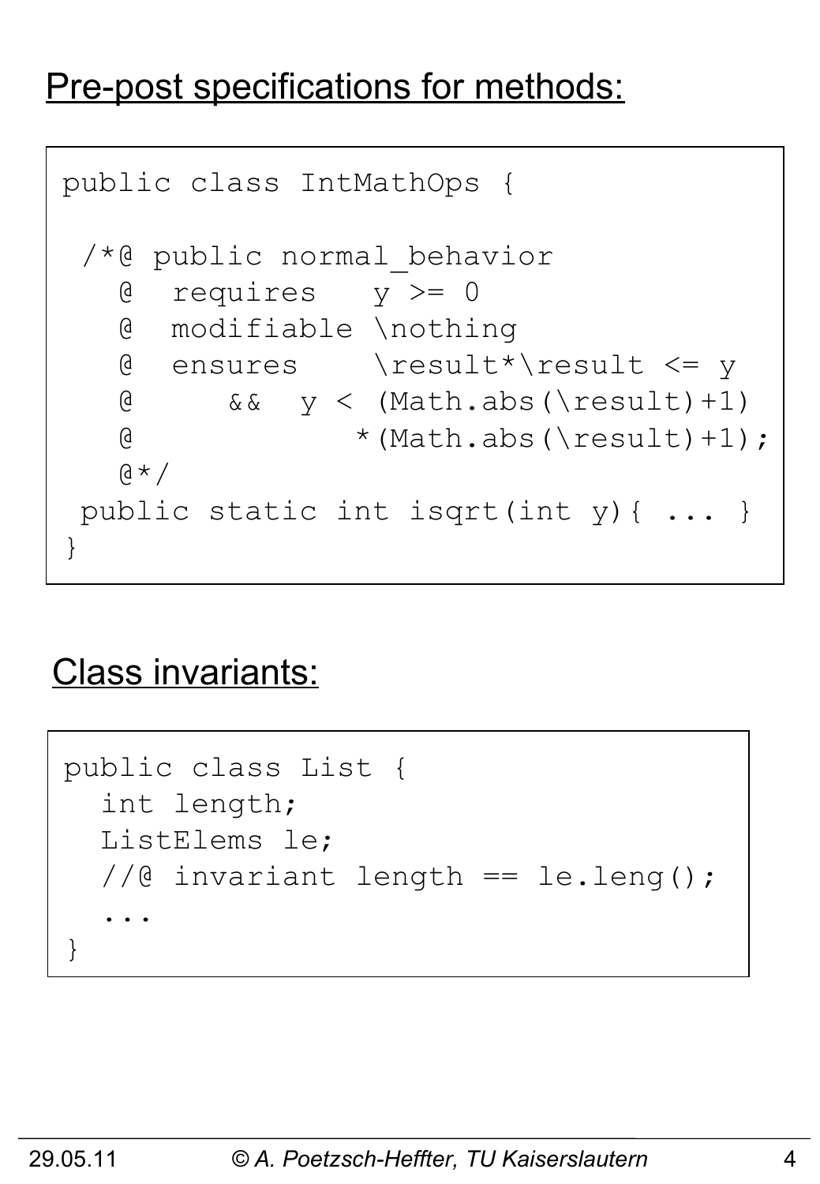## Pre-post specifications for methods:

```
public class IntMathOps {

 /*@ public normal_behavior
   @  requires   y >= 0
   @  modifiable \nothing
   @  ensures    \result*\result <= y
   @     &&  y < (Math.abs(\result)+1)
   @           *(Math.abs(\result)+1);
   @*/
 public static int isqrt(int y){ ... }
}
```

## Class invariants:

```
public class List {
  int length;
  ListElems le;
  //@ invariant length == le.leng();
  ...
}
```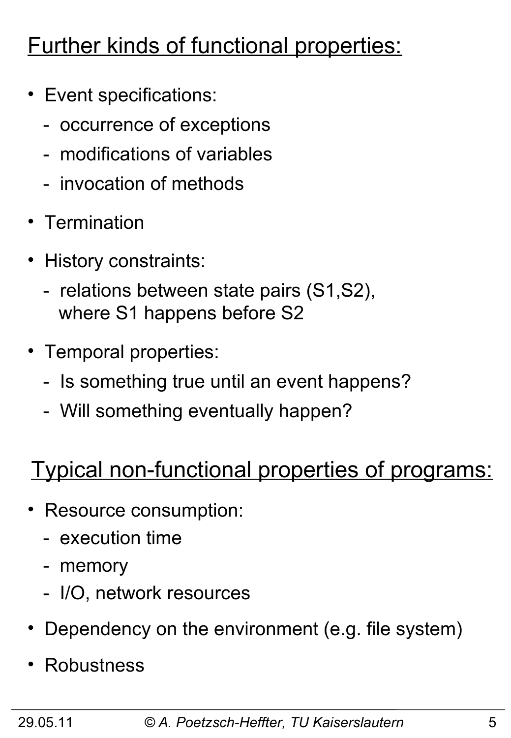## Further kinds of functional properties:

- Event specifications:
  - occurrence of exceptions
  - modifications of variables
  - invocation of methods
- Termination
- History constraints:
  - relations between state pairs (S1,S2), where S1 happens before S2
- Temporal properties:
  - Is something true until an event happens?
  - Will something eventually happen?

## Typical non-functional properties of programs:

- Resource consumption:
  - execution time
  - memory
  - I/O, network resources
- Dependency on the environment (e.g. file system)
- Robustness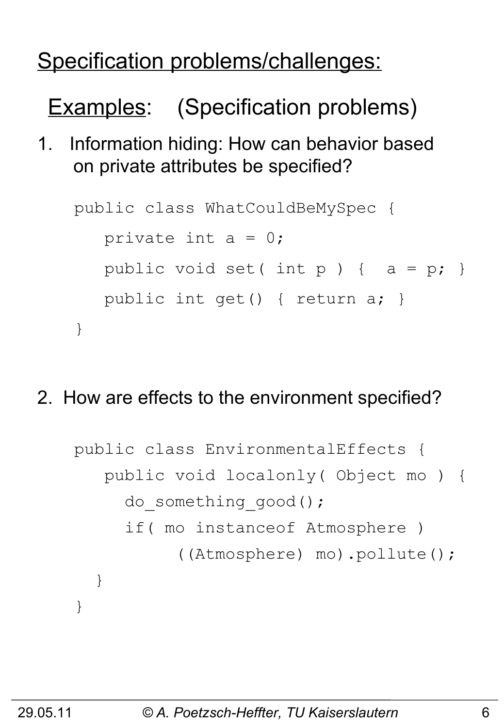## Specification problems/challenges:

### Examples: (Specification problems)

1. Information hiding: How can behavior based on private attributes be specified?

```
public class WhatCouldBeMySpec {
   private int a = 0;
   public void set( int p ) {  a = p; }
   public int get() { return a; }
}
```

2. How are effects to the environment specified?

```
public class EnvironmentalEffects {
   public void localonly( Object mo ) {
     do_something_good();
     if( mo instanceof Atmosphere )
          ((Atmosphere) mo).pollute();
  }
}
```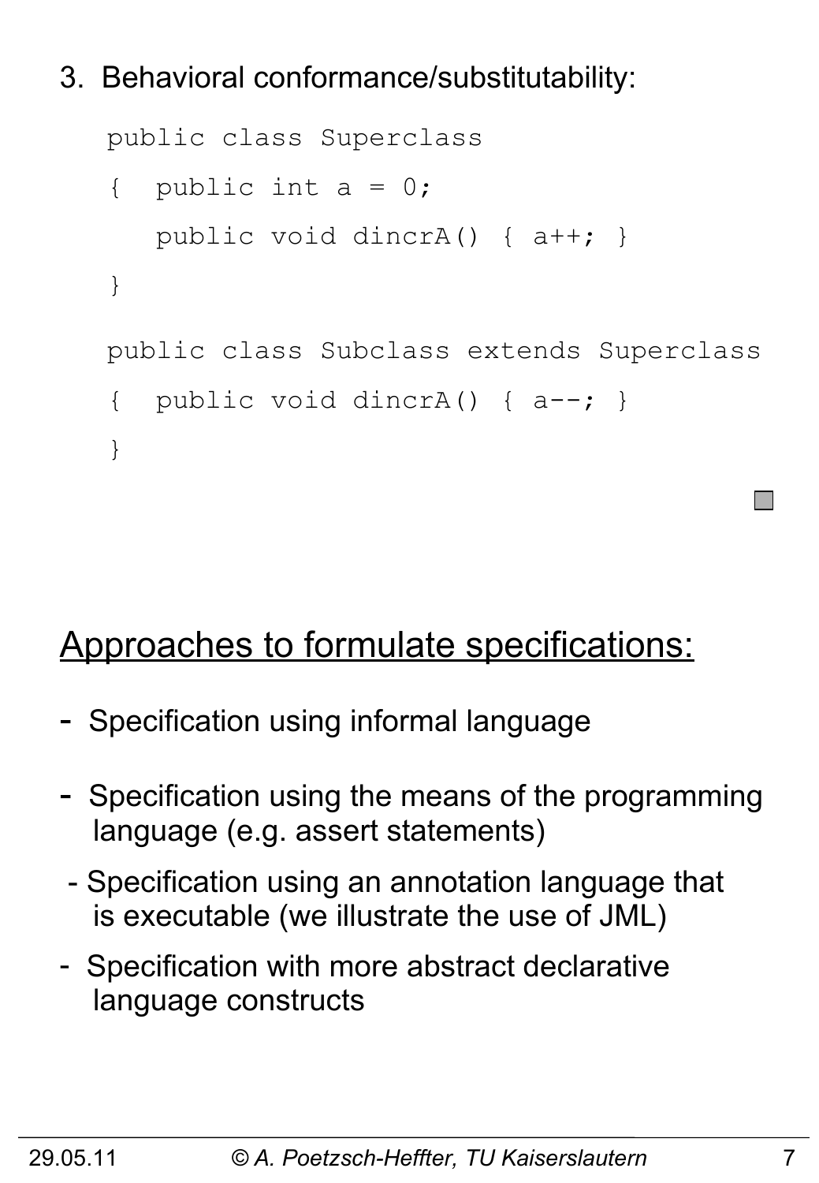3. Behavioral conformance/substitutability:

```
public class Superclass
{  public int a = 0;
   public void dincrA() { a++; }
}

public class Subclass extends Superclass
{  public void dincrA() { a--; }
}
```

## Approaches to formulate specifications:

- Specification using informal language
- Specification using the means of the programming language (e.g. assert statements)
- Specification using an annotation language that is executable (we illustrate the use of JML)
- Specification with more abstract declarative language constructs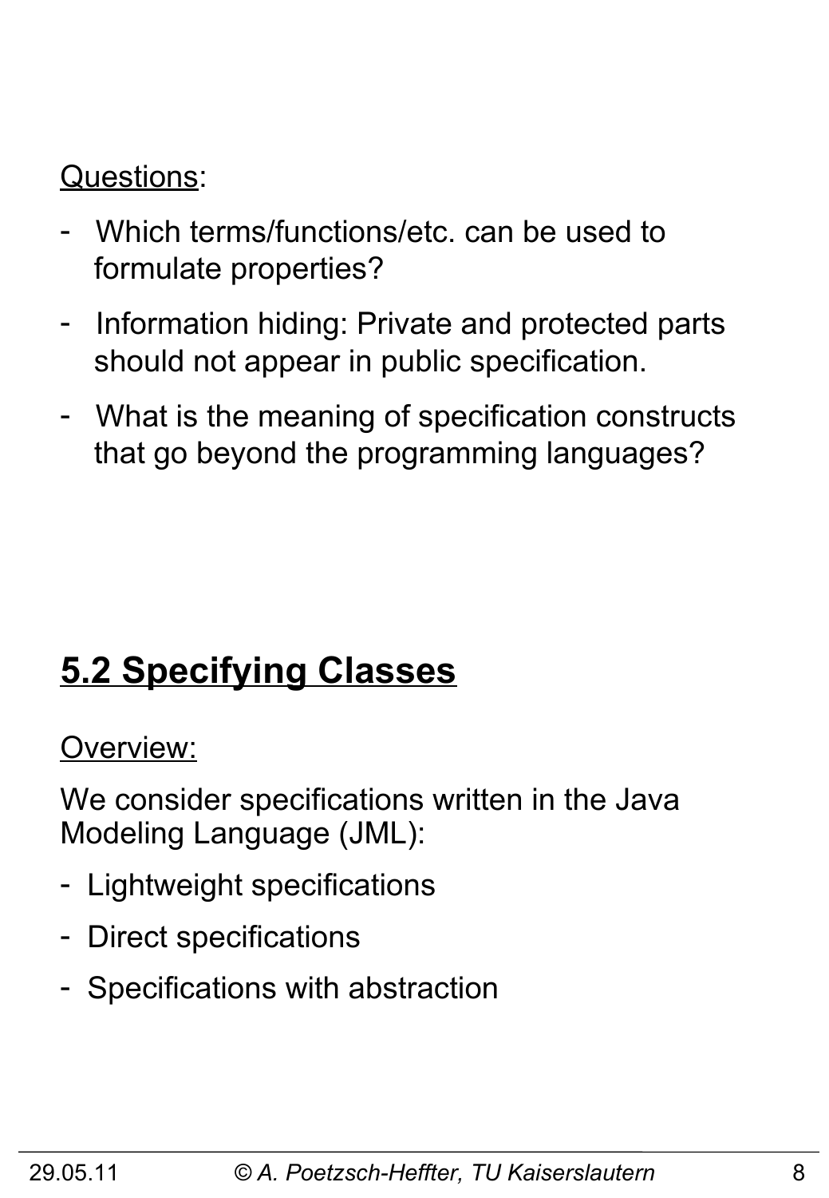Questions:

- Which terms/functions/etc. can be used to formulate properties?
- Information hiding: Private and protected parts should not appear in public specification.
- What is the meaning of specification constructs that go beyond the programming languages?

## 5.2 Specifying Classes

Overview:

We consider specifications written in the Java Modeling Language (JML):

- Lightweight specifications
- Direct specifications
- Specifications with abstraction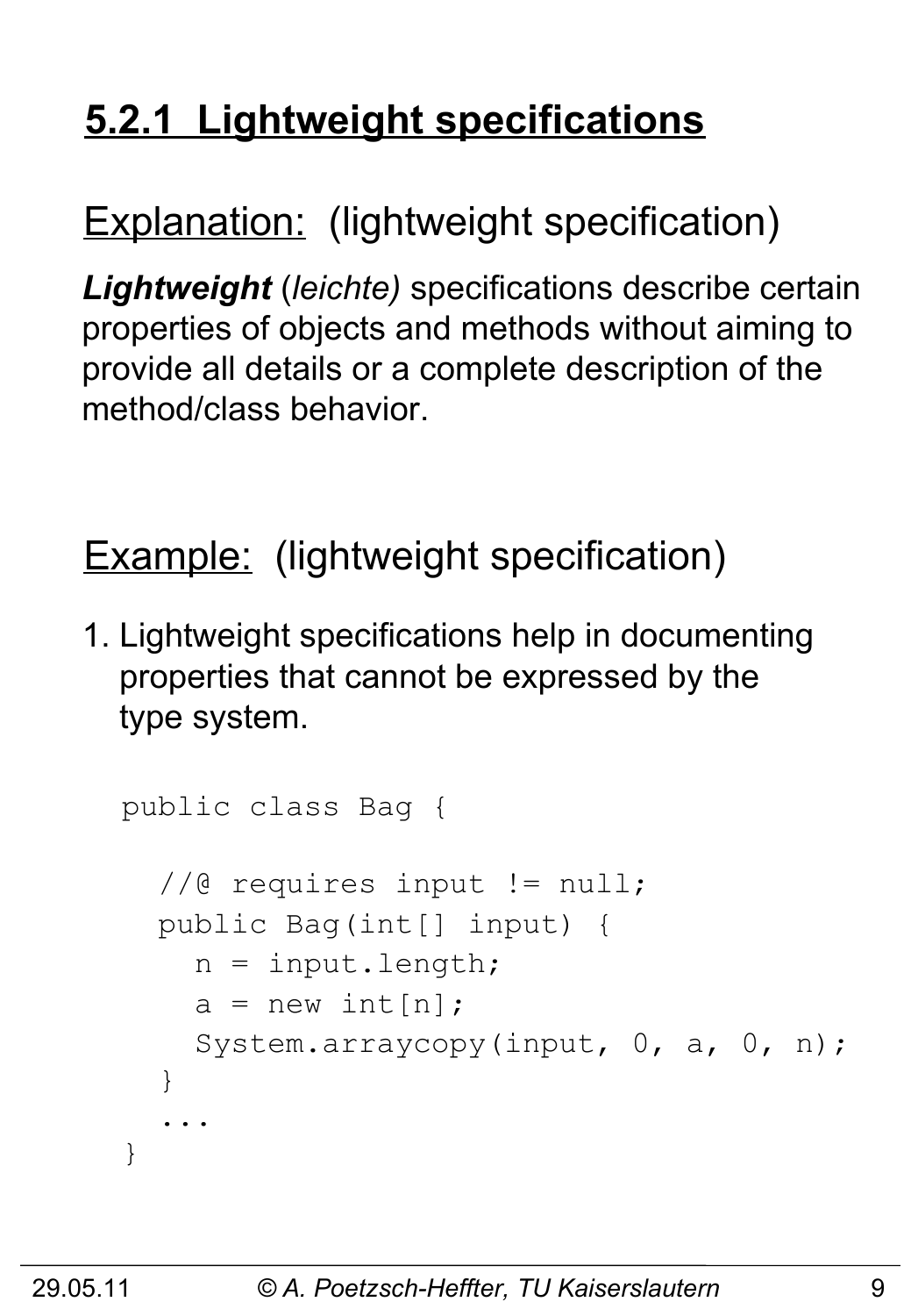# 5.2.1 Lightweight specifications

Explanation: (lightweight specification)

***Lightweight*** (*leichte)* specifications describe certain properties of objects and methods without aiming to provide all details or a complete description of the method/class behavior.

Example: (lightweight specification)

1. Lightweight specifications help in documenting properties that cannot be expressed by the type system.

```
public class Bag {

  //@ requires input != null;
  public Bag(int[] input) {
    n = input.length;
    a = new int[n];
    System.arraycopy(input, 0, a, 0, n);
  }
  ...
}
```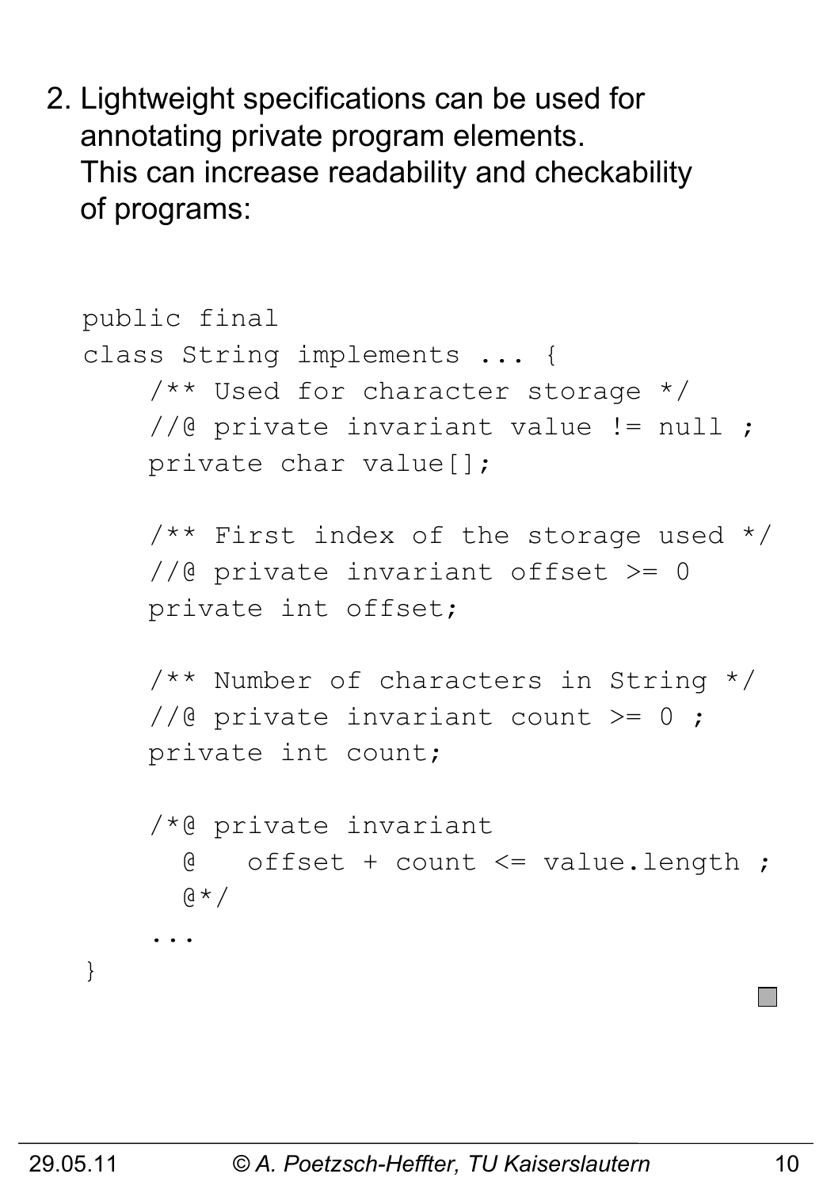2. Lightweight specifications can be used for annotating private program elements.
   This can increase readability and checkability of programs:

```
public final
class String implements ... {
    /** Used for character storage */
    //@ private invariant value != null ;
    private char value[];

    /** First index of the storage used */
    //@ private invariant offset >= 0
    private int offset;

    /** Number of characters in String */
    //@ private invariant count >= 0 ;
    private int count;

    /*@ private invariant
      @   offset + count <= value.length ;
      @*/
    ...
}
```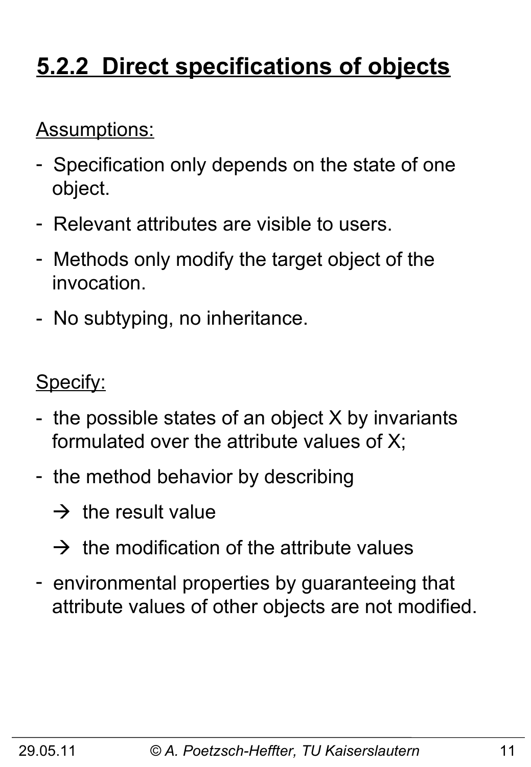# 5.2.2 Direct specifications of objects

Assumptions:

- Specification only depends on the state of one object.
- Relevant attributes are visible to users.
- Methods only modify the target object of the invocation.
- No subtyping, no inheritance.

Specify:

- the possible states of an object X by invariants formulated over the attribute values of X;
- the method behavior by describing
  - → the result value
  - → the modification of the attribute values
- environmental properties by guaranteeing that attribute values of other objects are not modified.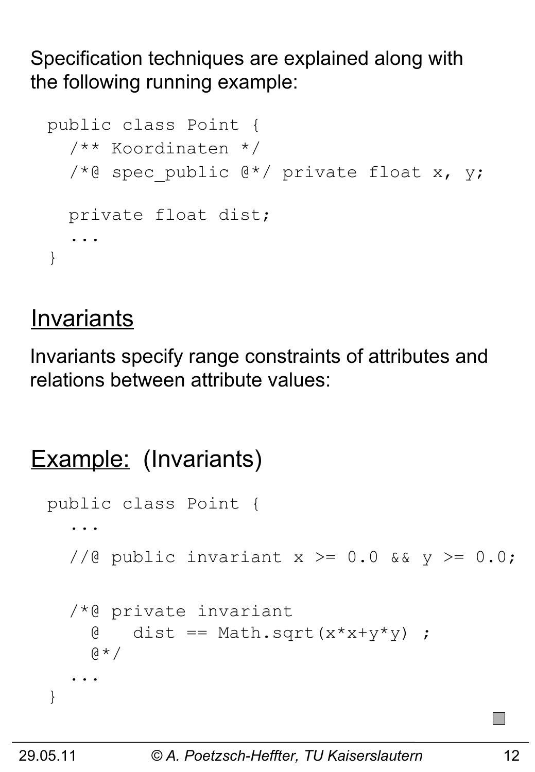Specification techniques are explained along with the following running example:

```
public class Point {
  /** Koordinaten */
  /*@ spec_public @*/ private float x, y;

  private float dist;
  ...
}
```

## Invariants

Invariants specify range constraints of attributes and relations between attribute values:

## Example: (Invariants)

```
public class Point {
  ...
  //@ public invariant x >= 0.0 && y >= 0.0;

  /*@ private invariant
    @   dist == Math.sqrt(x*x+y*y) ;
    @*/
  ...
}
```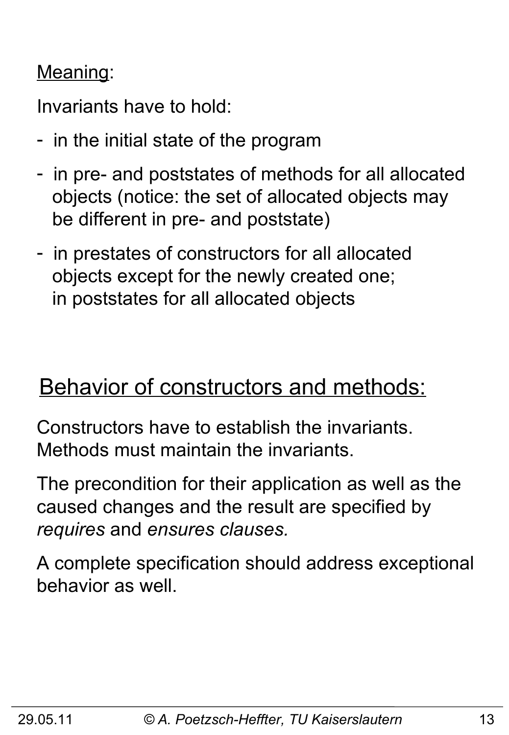Meaning:

Invariants have to hold:

- in the initial state of the program
- in pre- and poststates of methods for all allocated objects (notice: the set of allocated objects may be different in pre- and poststate)
- in prestates of constructors for all allocated objects except for the newly created one; in poststates for all allocated objects

## Behavior of constructors and methods:

Constructors have to establish the invariants. Methods must maintain the invariants.

The precondition for their application as well as the caused changes and the result are specified by *requires* and *ensures clauses.*

A complete specification should address exceptional behavior as well.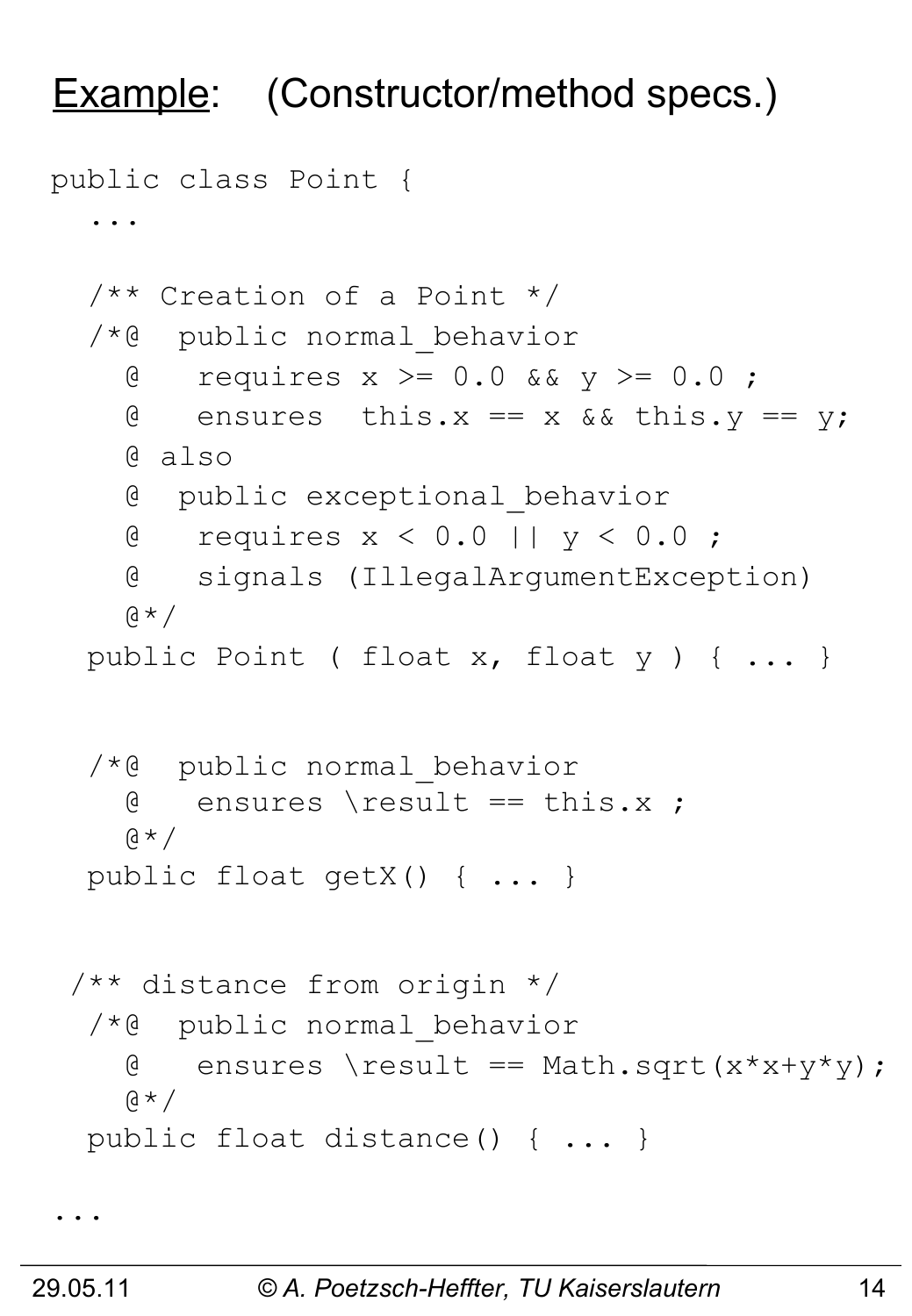# Example: (Constructor/method specs.)

```
public class Point {
  ...

  /** Creation of a Point */
  /*@  public normal_behavior
    @   requires x >= 0.0 && y >= 0.0 ;
    @   ensures  this.x == x && this.y == y;
    @ also
    @  public exceptional_behavior
    @   requires x < 0.0 || y < 0.0 ;
    @   signals (IllegalArgumentException)
    @*/
  public Point ( float x, float y ) { ... }


  /*@  public normal_behavior
    @   ensures \result == this.x ;
    @*/
  public float getX() { ... }


 /** distance from origin */
  /*@  public normal_behavior
    @   ensures \result == Math.sqrt(x*x+y*y);
    @*/
  public float distance() { ... }

...
```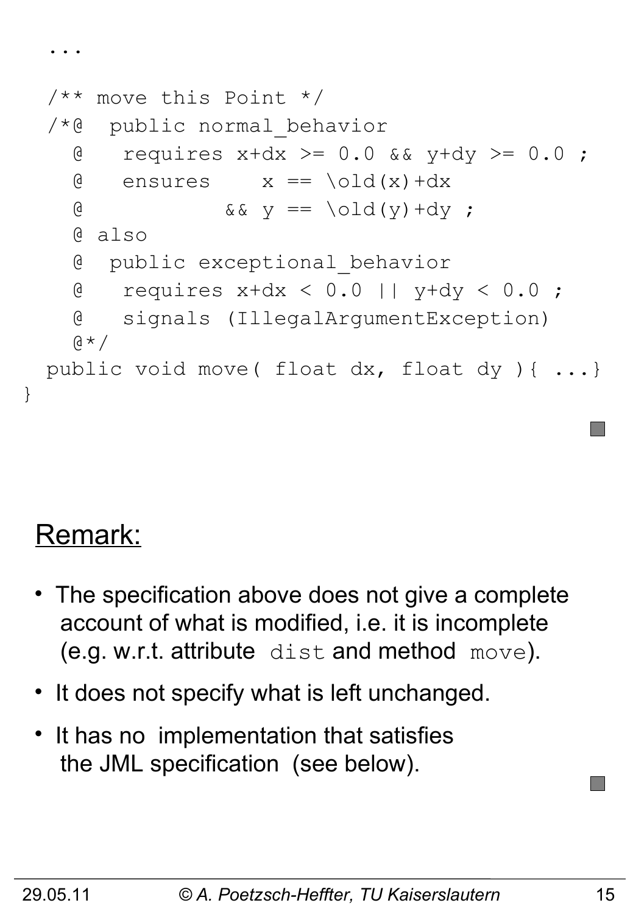```
  ...

  /** move this Point */
  /*@  public normal_behavior
    @   requires x+dx >= 0.0 && y+dy >= 0.0 ;
    @   ensures    x == \old(x)+dx
    @           && y == \old(y)+dy ;
    @ also
    @  public exceptional_behavior
    @   requires x+dx < 0.0 || y+dy < 0.0 ;
    @   signals (IllegalArgumentException)
    @*/
  public void move( float dx, float dy ){ ...}
}
```

## Remark:

- The specification above does not give a complete account of what is modified, i.e. it is incomplete (e.g. w.r.t. attribute `dist` and method `move`).
- It does not specify what is left unchanged.
- It has no implementation that satisfies the JML specification (see below).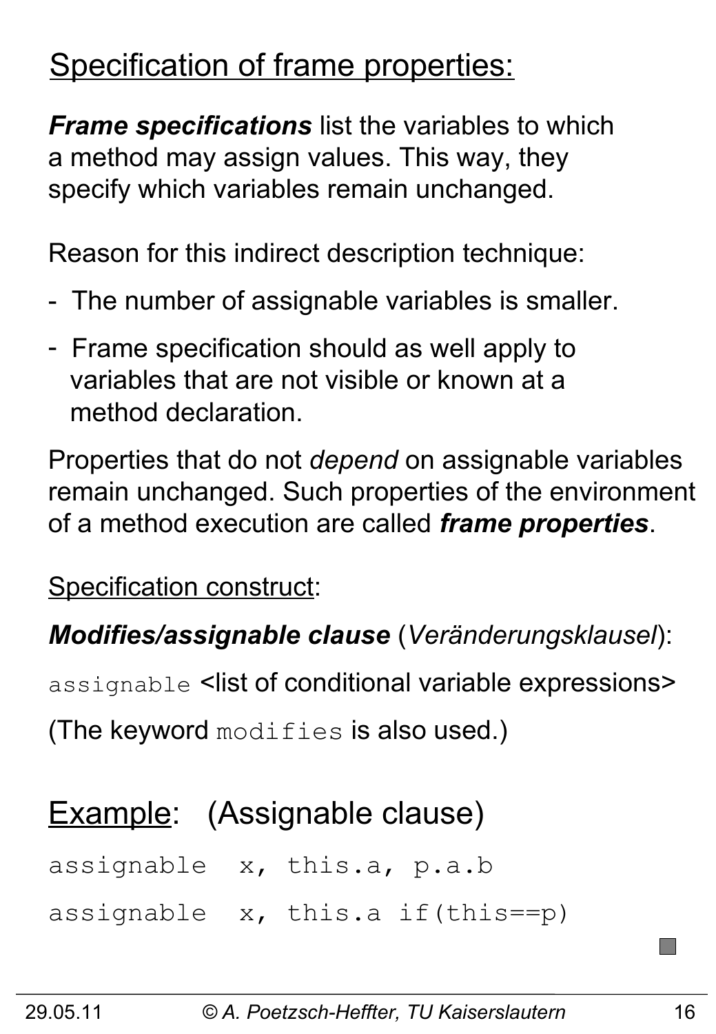## Specification of frame properties:

***Frame specifications*** list the variables to which a method may assign values. This way, they specify which variables remain unchanged.

Reason for this indirect description technique:

- The number of assignable variables is smaller.
- Frame specification should as well apply to variables that are not visible or known at a method declaration.

Properties that do not *depend* on assignable variables remain unchanged. Such properties of the environment of a method execution are called ***frame properties***.

Specification construct:

***Modifies/assignable clause*** (*Veränderungsklausel*):

`assignable` <list of conditional variable expressions>

(The keyword `modifies` is also used.)

## Example: (Assignable clause)

```
assignable  x, this.a, p.a.b
assignable  x, this.a if(this==p)
```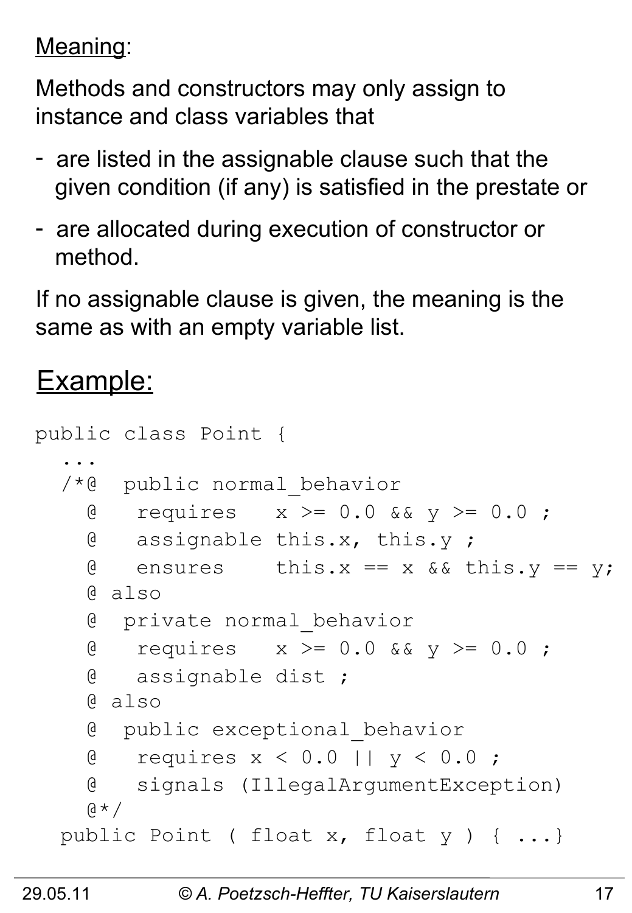Meaning:

Methods and constructors may only assign to instance and class variables that

- are listed in the assignable clause such that the given condition (if any) is satisfied in the prestate or
- are allocated during execution of constructor or method.

If no assignable clause is given, the meaning is the same as with an empty variable list.

## Example:

```
public class Point {
  ...
  /*@  public normal_behavior
    @   requires   x >= 0.0 && y >= 0.0 ;
    @   assignable this.x, this.y ;
    @   ensures    this.x == x && this.y == y;
    @ also
    @  private normal_behavior
    @   requires   x >= 0.0 && y >= 0.0 ;
    @   assignable dist ;
    @ also
    @  public exceptional_behavior
    @   requires x < 0.0 || y < 0.0 ;
    @   signals (IllegalArgumentException)
    @*/
  public Point ( float x, float y ) { ...}
```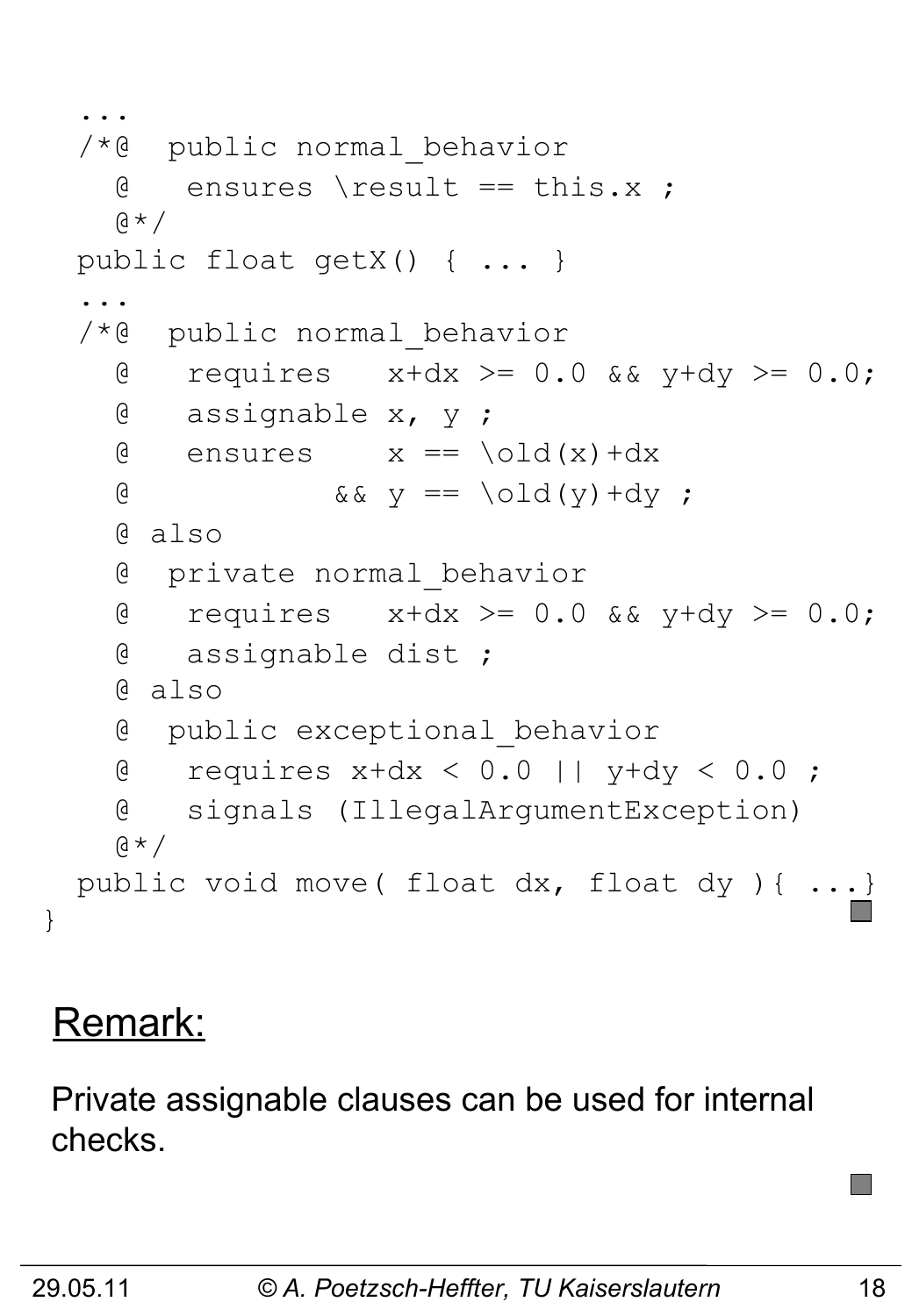```
  ...
  /*@  public normal_behavior
    @   ensures \result == this.x ;
    @*/
  public float getX() { ... }
  ...
  /*@  public normal_behavior
    @   requires   x+dx >= 0.0 && y+dy >= 0.0;
    @   assignable x, y ;
    @   ensures    x == \old(x)+dx
    @           && y == \old(y)+dy ;
    @ also
    @  private normal_behavior
    @   requires   x+dx >= 0.0 && y+dy >= 0.0;
    @   assignable dist ;
    @ also
    @  public exceptional_behavior
    @   requires x+dx < 0.0 || y+dy < 0.0 ;
    @   signals (IllegalArgumentException)
    @*/
  public void move( float dx, float dy ){ ...}
}
```

## Remark:

Private assignable clauses can be used for internal checks.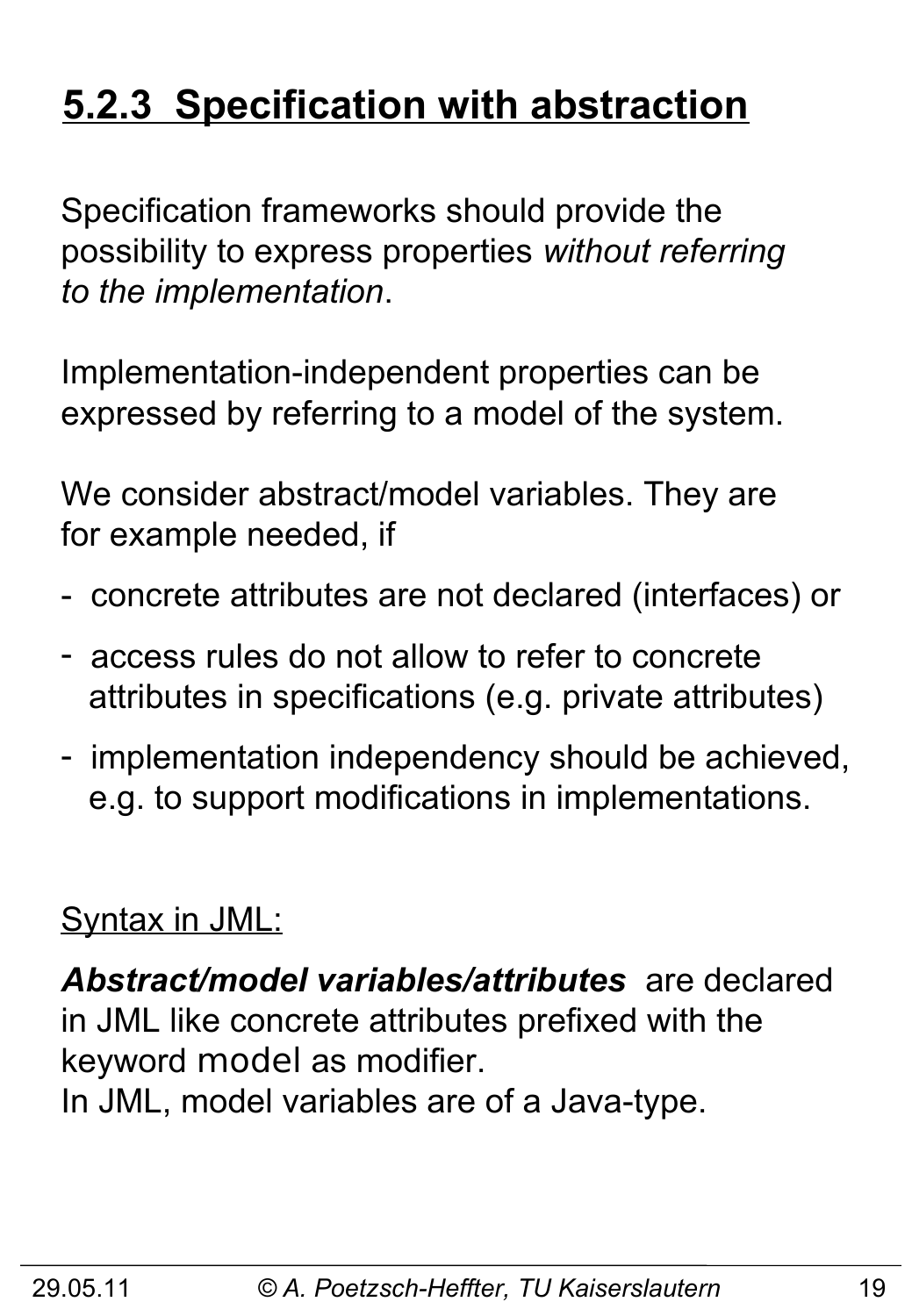# 5.2.3 Specification with abstraction

Specification frameworks should provide the possibility to express properties *without referring to the implementation*.

Implementation-independent properties can be expressed by referring to a model of the system.

We consider abstract/model variables. They are for example needed, if

- concrete attributes are not declared (interfaces) or
- access rules do not allow to refer to concrete attributes in specifications (e.g. private attributes)
- implementation independency should be achieved, e.g. to support modifications in implementations.

Syntax in JML:

***Abstract/model variables/attributes*** are declared in JML like concrete attributes prefixed with the keyword `model` as modifier.
In JML, model variables are of a Java-type.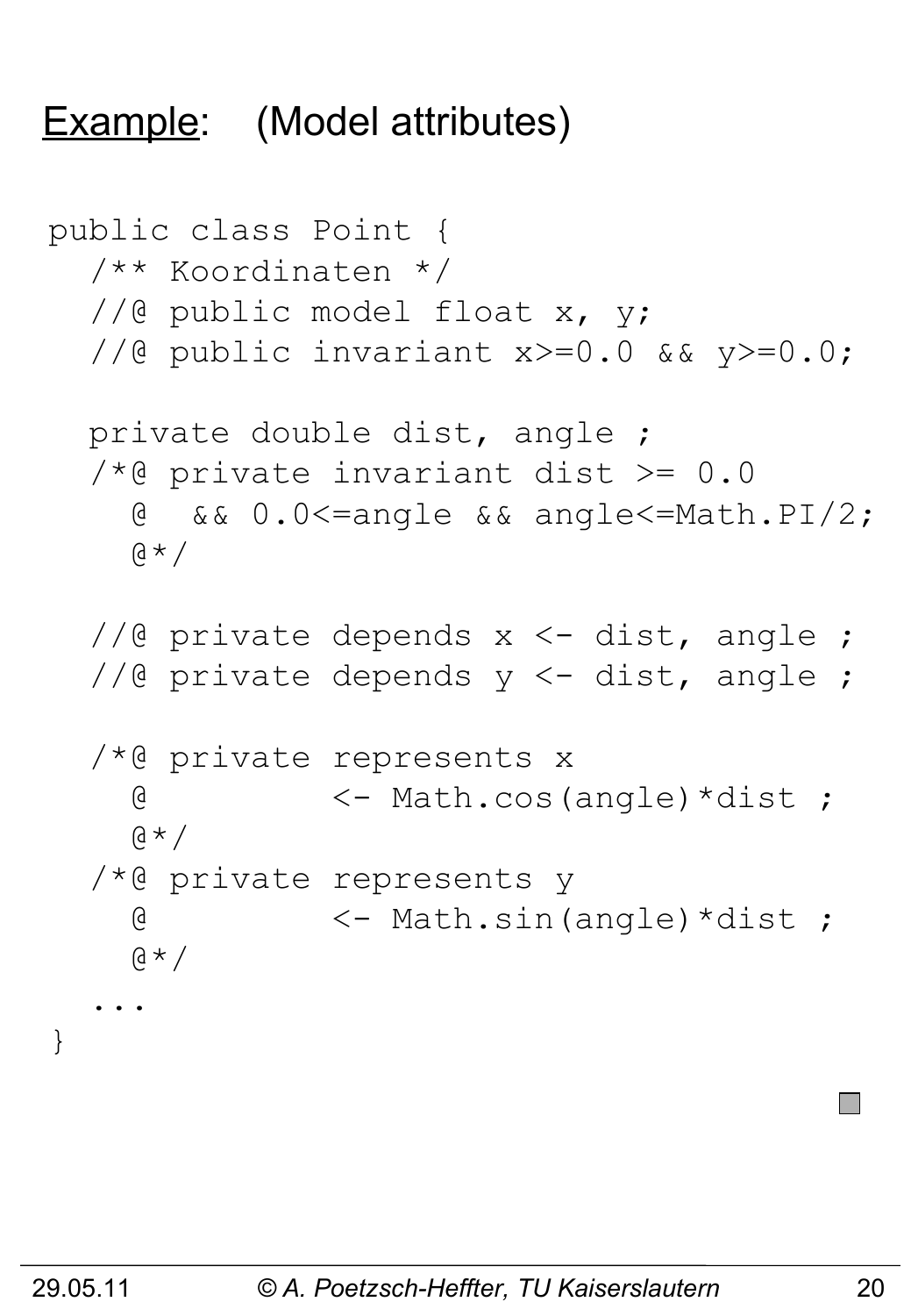## Example: (Model attributes)

```
public class Point {
  /** Koordinaten */
  //@ public model float x, y;
  //@ public invariant x>=0.0 && y>=0.0;

  private double dist, angle ;
  /*@ private invariant dist >= 0.0
    @  && 0.0<=angle && angle<=Math.PI/2;
    @*/

  //@ private depends x <- dist, angle ;
  //@ private depends y <- dist, angle ;

  /*@ private represents x
    @         <- Math.cos(angle)*dist ;
    @*/
  /*@ private represents y
    @         <- Math.sin(angle)*dist ;
    @*/
  ...
}
```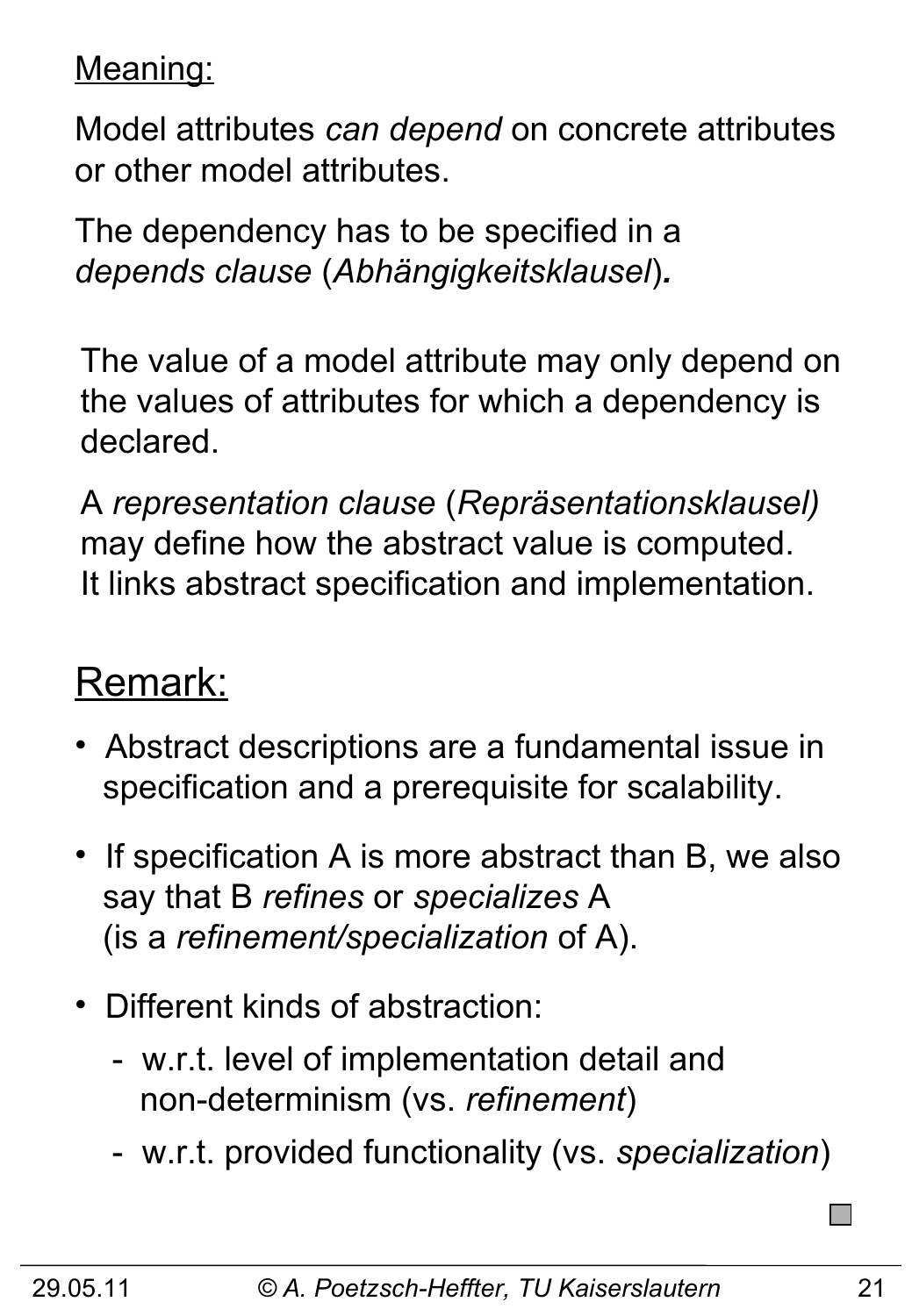Meaning:

Model attributes *can depend* on concrete attributes or other model attributes.

The dependency has to be specified in a *depends clause* (*Abhängigkeitsklausel*).

The value of a model attribute may only depend on the values of attributes for which a dependency is declared.

A *representation clause* (*Repräsentationsklausel)* may define how the abstract value is computed. It links abstract specification and implementation.

## Remark:

- Abstract descriptions are a fundamental issue in specification and a prerequisite for scalability.
- If specification A is more abstract than B, we also say that B *refines* or *specializes* A (is a *refinement/specialization* of A).
- Different kinds of abstraction:
  - w.r.t. level of implementation detail and non-determinism (vs. *refinement*)
  - w.r.t. provided functionality (vs. *specialization*)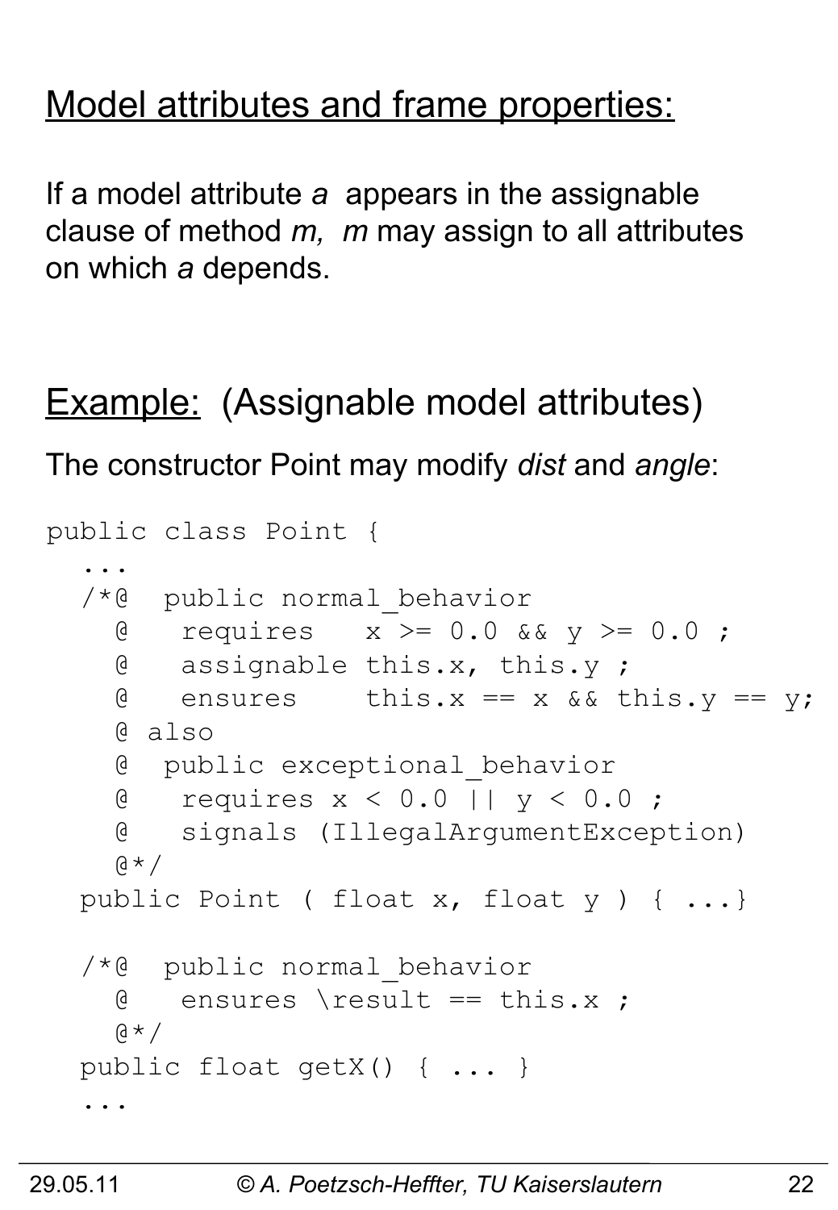## Model attributes and frame properties:

If a model attribute *a* appears in the assignable clause of method *m*, *m* may assign to all attributes on which *a* depends.

## Example: (Assignable model attributes)

The constructor Point may modify *dist* and *angle*:

```
public class Point {
  ...
  /*@  public normal_behavior
    @   requires   x >= 0.0 && y >= 0.0 ;
    @   assignable this.x, this.y ;
    @   ensures    this.x == x && this.y == y;
    @ also
    @  public exceptional_behavior
    @   requires x < 0.0 || y < 0.0 ;
    @   signals (IllegalArgumentException)
    @*/
  public Point ( float x, float y ) { ...}

  /*@  public normal_behavior
    @   ensures \result == this.x ;
    @*/
  public float getX() { ... }
  ...
```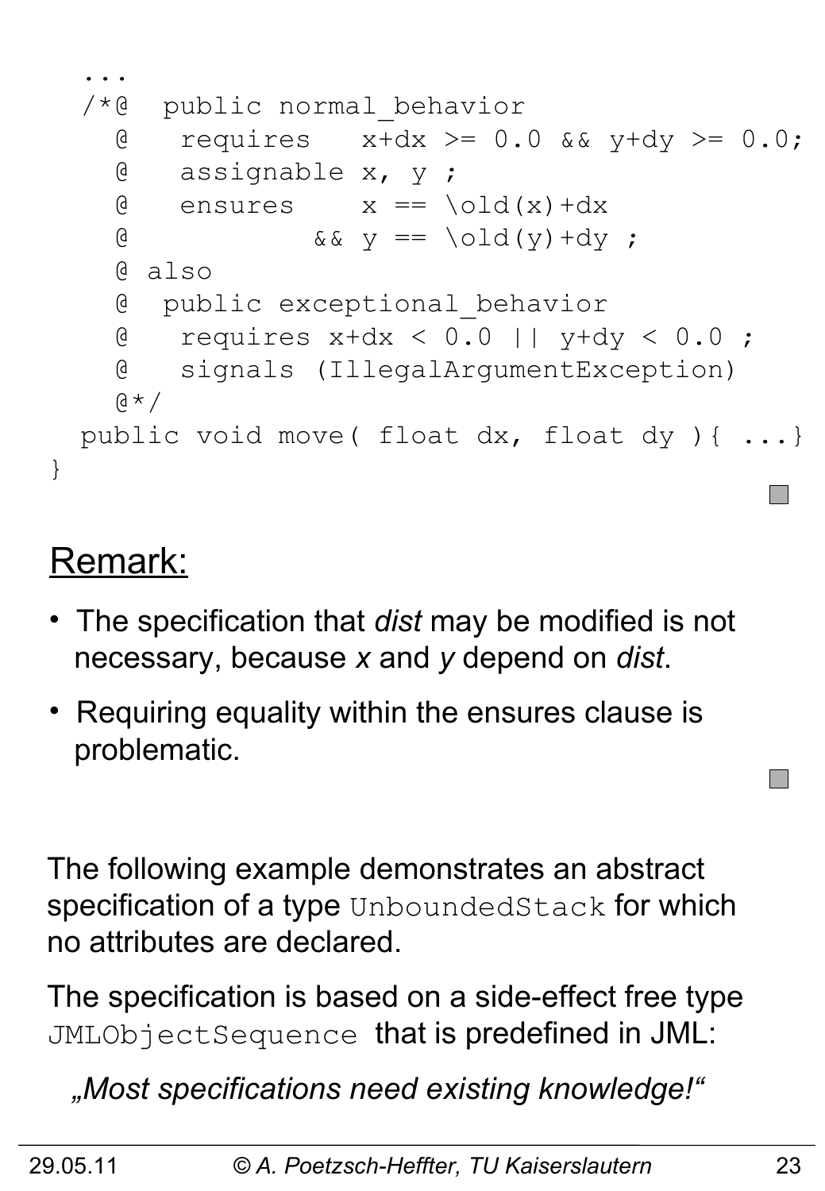```
  ...
  /*@  public normal_behavior
    @   requires   x+dx >= 0.0 && y+dy >= 0.0;
    @   assignable x, y ;
    @   ensures    x == \old(x)+dx
    @           && y == \old(y)+dy ;
    @ also
    @  public exceptional_behavior
    @   requires x+dx < 0.0 || y+dy < 0.0 ;
    @   signals (IllegalArgumentException)
    @*/
  public void move( float dx, float dy ){ ...}
}
```

## Remark:

- The specification that *dist* may be modified is not necessary, because *x* and *y* depend on *dist*.
- Requiring equality within the ensures clause is problematic.

The following example demonstrates an abstract specification of a type `UnboundedStack` for which no attributes are declared.

The specification is based on a side-effect free type `JMLObjectSequence` that is predefined in JML:

*„Most specifications need existing knowledge!"*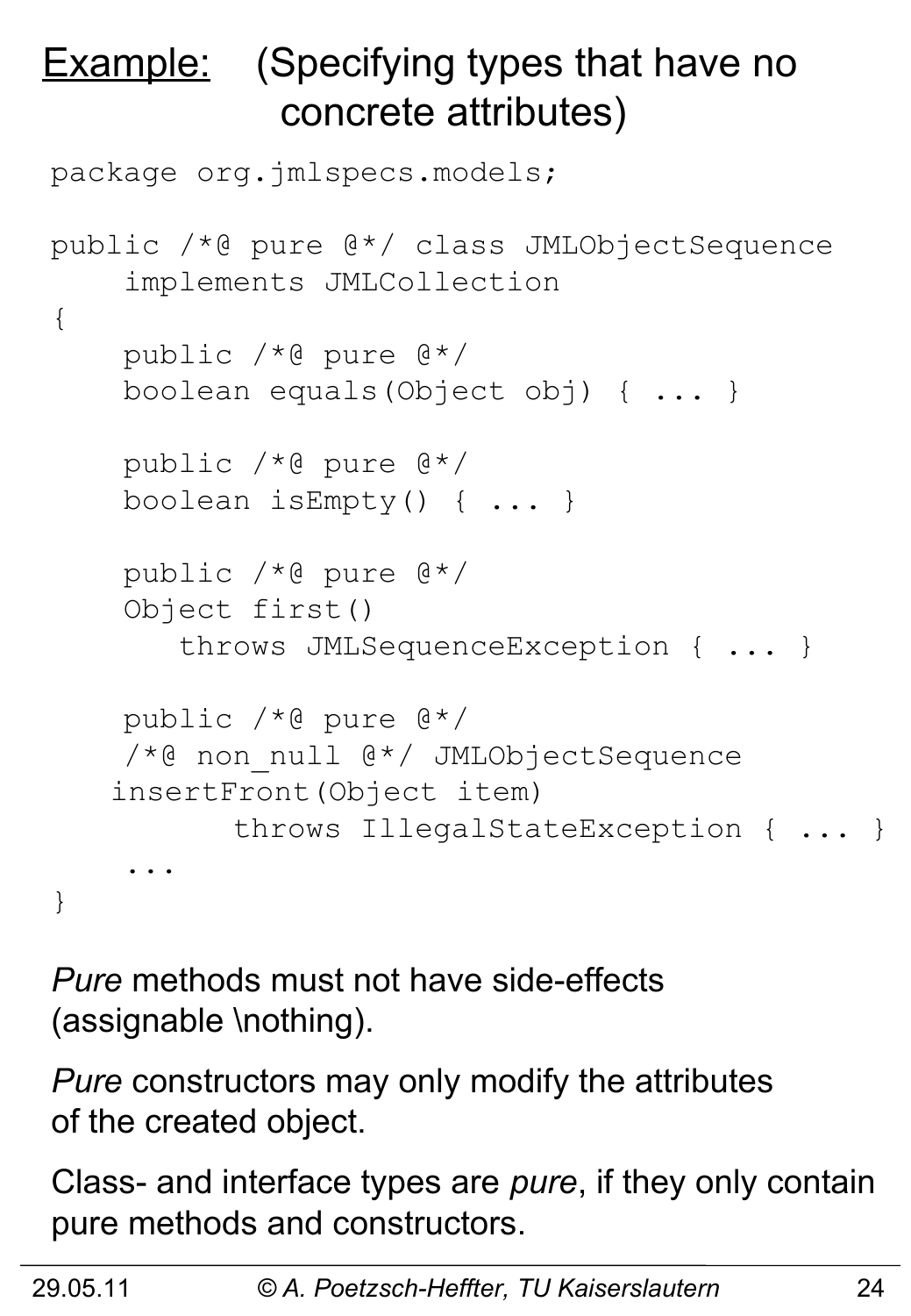# Example: (Specifying types that have no concrete attributes)

```
package org.jmlspecs.models;

public /*@ pure @*/ class JMLObjectSequence
    implements JMLCollection
{
    public /*@ pure @*/
    boolean equals(Object obj) { ... }

    public /*@ pure @*/
    boolean isEmpty() { ... }

    public /*@ pure @*/
    Object first()
       throws JMLSequenceException { ... }

    public /*@ pure @*/
    /*@ non_null @*/ JMLObjectSequence
   insertFront(Object item)
          throws IllegalStateException { ... }
    ...
}
```

*Pure* methods must not have side-effects (assignable \nothing).

*Pure* constructors may only modify the attributes of the created object.

Class- and interface types are *pure*, if they only contain pure methods and constructors.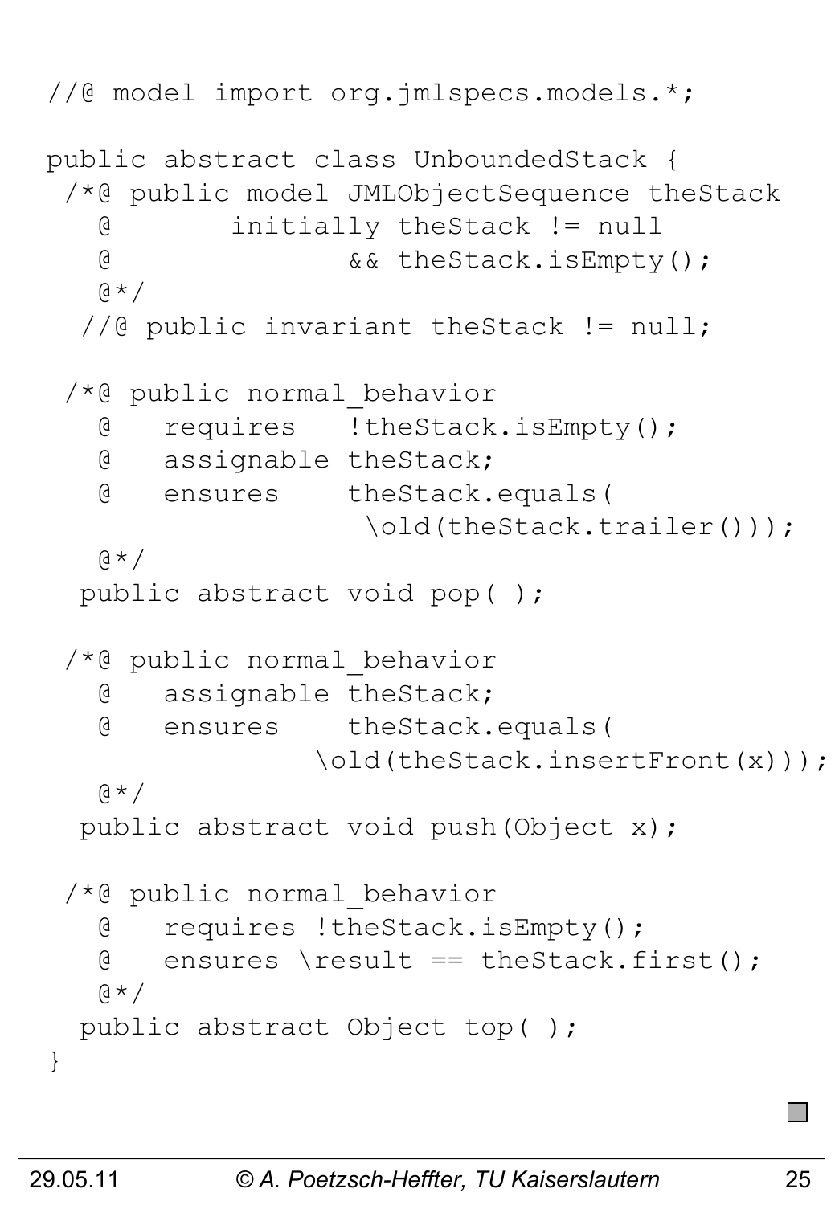```
//@ model import org.jmlspecs.models.*;

public abstract class UnboundedStack {
 /*@ public model JMLObjectSequence theStack
   @       initially theStack != null
   @              && theStack.isEmpty();
   @*/
  //@ public invariant theStack != null;

 /*@ public normal_behavior
   @   requires   !theStack.isEmpty();
   @   assignable theStack;
   @   ensures    theStack.equals(
                   \old(theStack.trailer()));
   @*/
  public abstract void pop( );

 /*@ public normal_behavior
   @   assignable theStack;
   @   ensures    theStack.equals(
                \old(theStack.insertFront(x)));
   @*/
  public abstract void push(Object x);

 /*@ public normal_behavior
   @   requires !theStack.isEmpty();
   @   ensures \result == theStack.first();
   @*/
  public abstract Object top( );
}
```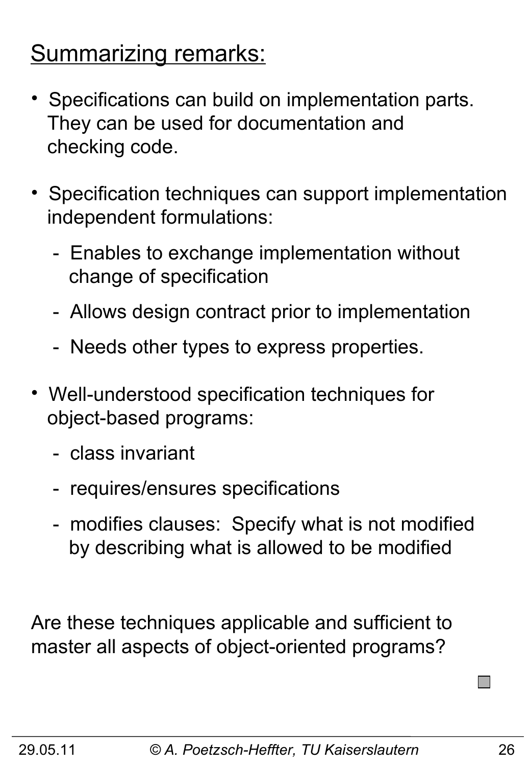## Summarizing remarks:

- Specifications can build on implementation parts. They can be used for documentation and checking code.
- Specification techniques can support implementation independent formulations:
  - Enables to exchange implementation without change of specification
  - Allows design contract prior to implementation
  - Needs other types to express properties.
- Well-understood specification techniques for object-based programs:
  - class invariant
  - requires/ensures specifications
  - modifies clauses: Specify what is not modified by describing what is allowed to be modified

Are these techniques applicable and sufficient to master all aspects of object-oriented programs?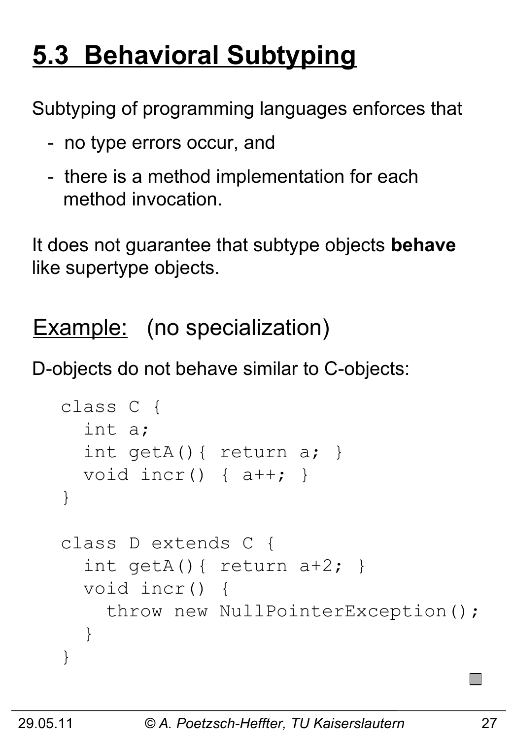# 5.3 Behavioral Subtyping

Subtyping of programming languages enforces that

- no type errors occur, and
- there is a method implementation for each method invocation.

It does not guarantee that subtype objects **behave** like supertype objects.

## Example: (no specialization)

D-objects do not behave similar to C-objects:

```
class C {
  int a;
  int getA(){ return a; }
  void incr() { a++; }
}

class D extends C {
  int getA(){ return a+2; }
  void incr() {
    throw new NullPointerException();
  }
}
```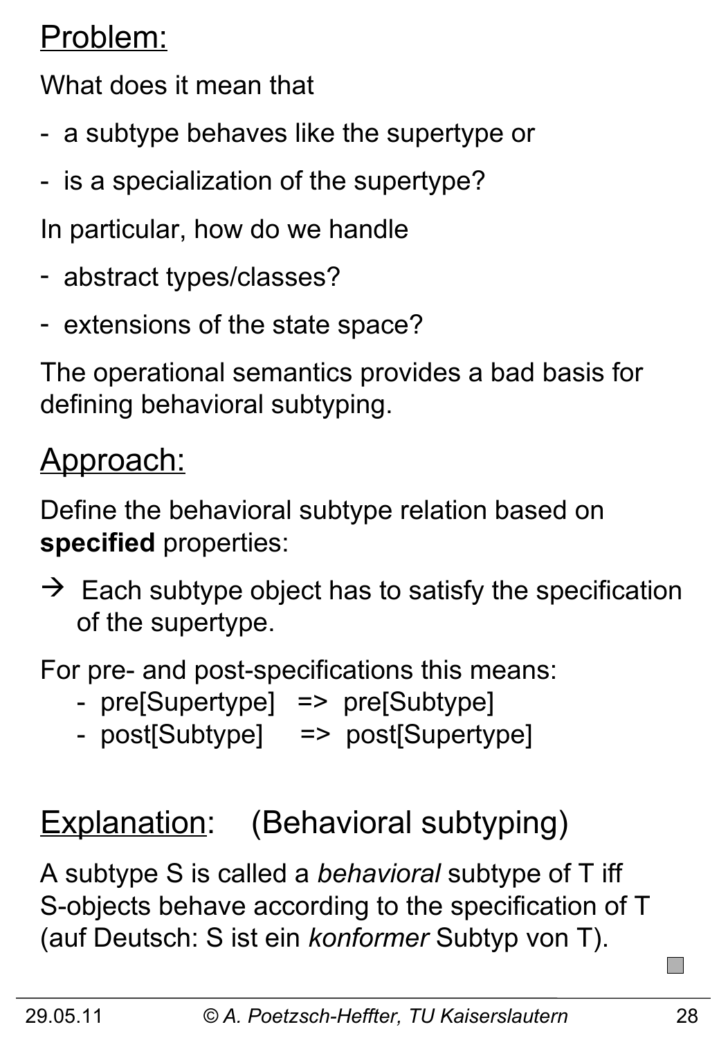## Problem:

What does it mean that

- a subtype behaves like the supertype or
- is a specialization of the supertype?

In particular, how do we handle

- abstract types/classes?
- extensions of the state space?

The operational semantics provides a bad basis for defining behavioral subtyping.

## Approach:

Define the behavioral subtype relation based on **specified** properties:

→ Each subtype object has to satisfy the specification of the supertype.

For pre- and post-specifications this means:

- pre[Supertype] => pre[Subtype]
- post[Subtype] => post[Supertype]

## Explanation: (Behavioral subtyping)

A subtype S is called a *behavioral* subtype of T iff S-objects behave according to the specification of T (auf Deutsch: S ist ein *konformer* Subtyp von T).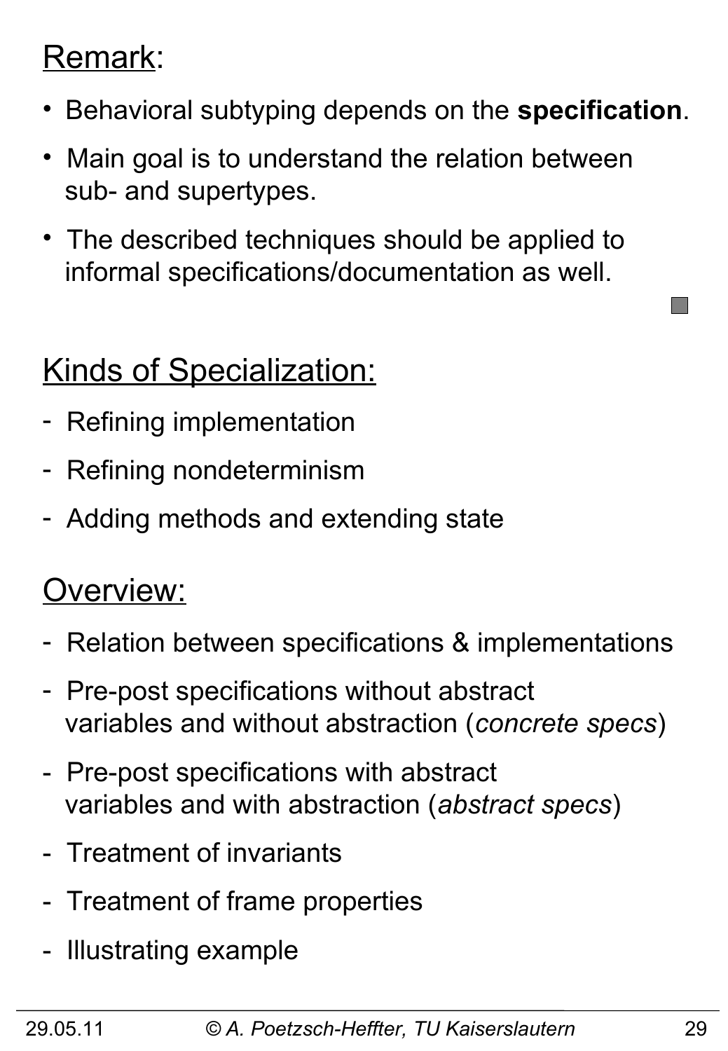## Remark:

- Behavioral subtyping depends on the **specification**.
- Main goal is to understand the relation between sub- and supertypes.
- The described techniques should be applied to informal specifications/documentation as well.

## Kinds of Specialization:

- Refining implementation
- Refining nondeterminism
- Adding methods and extending state

## Overview:

- Relation between specifications & implementations
- Pre-post specifications without abstract variables and without abstraction (*concrete specs*)
- Pre-post specifications with abstract variables and with abstraction (*abstract specs*)
- Treatment of invariants
- Treatment of frame properties
- Illustrating example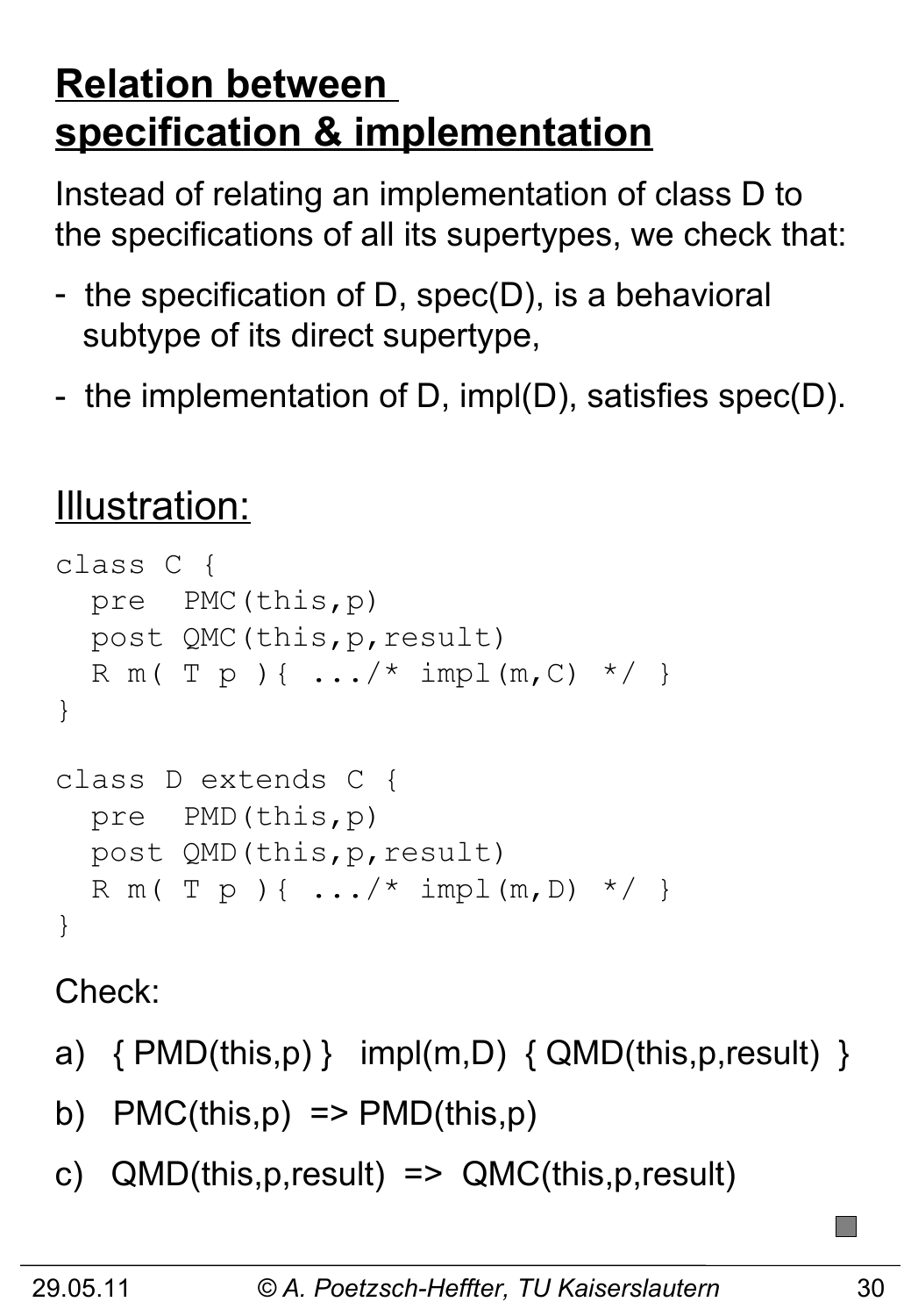# Relation between specification & implementation

Instead of relating an implementation of class D to the specifications of all its supertypes, we check that:

- the specification of D, spec(D), is a behavioral subtype of its direct supertype,
- the implementation of D, impl(D), satisfies spec(D).

## Illustration:

```
class C {
  pre  PMC(this,p)
  post QMC(this,p,result)
  R m( T p ){ .../* impl(m,C) */ }
}

class D extends C {
  pre  PMD(this,p)
  post QMD(this,p,result)
  R m( T p ){ .../* impl(m,D) */ }
}
```

Check:

a) { PMD(this,p) }   impl(m,D)  { QMD(this,p,result) }

b) PMC(this,p) => PMD(this,p)

c) QMD(this,p,result) => QMC(this,p,result)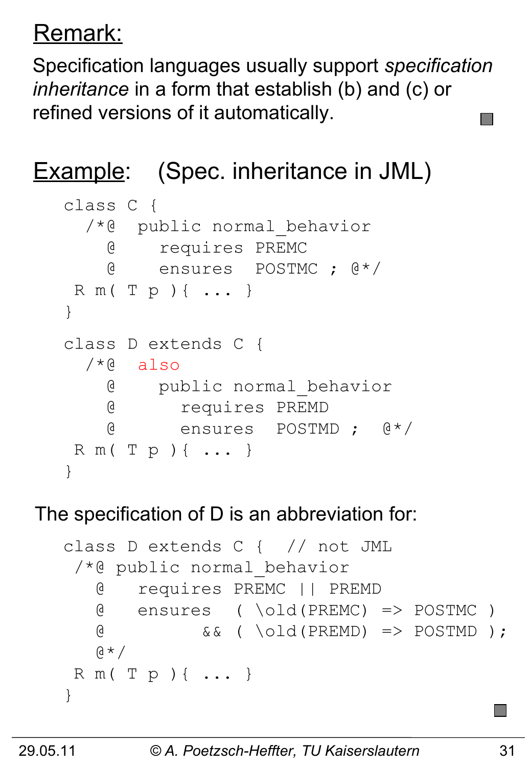## Remark:

Specification languages usually support *specification inheritance* in a form that establish (b) and (c) or refined versions of it automatically.

## Example: (Spec. inheritance in JML)

```
class C {
  /*@  public normal_behavior
    @    requires PREMC
    @    ensures  POSTMC ; @*/
 R m( T p ){ ... }
}

class D extends C {
  /*@  also
    @    public normal_behavior
    @      requires PREMD
    @      ensures  POSTMD ;  @*/
 R m( T p ){ ... }
}
```

The specification of D is an abbreviation for:

```
class D extends C {  // not JML
 /*@ public normal_behavior
   @   requires PREMC || PREMD
   @   ensures  ( \old(PREMC) => POSTMC )
   @         && ( \old(PREMD) => POSTMD );
   @*/
 R m( T p ){ ... }
}
```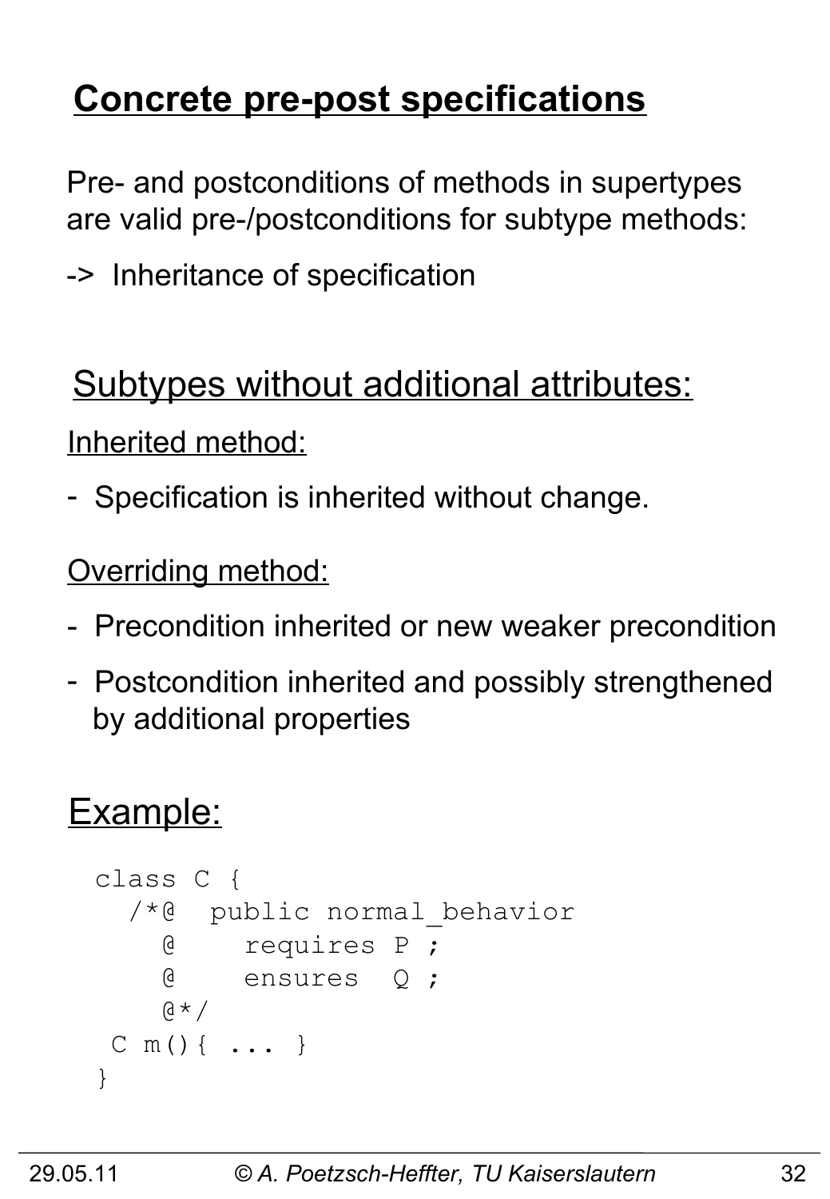# Concrete pre-post specifications

Pre- and postconditions of methods in supertypes are valid pre-/postconditions for subtype methods:

-> Inheritance of specification

## Subtypes without additional attributes:

Inherited method:

- Specification is inherited without change.

Overriding method:

- Precondition inherited or new weaker precondition
- Postcondition inherited and possibly strengthened by additional properties

## Example:

```
class C {
  /*@  public normal_behavior
    @    requires P ;
    @    ensures  Q ;
    @*/
 C m(){ ... }
}
```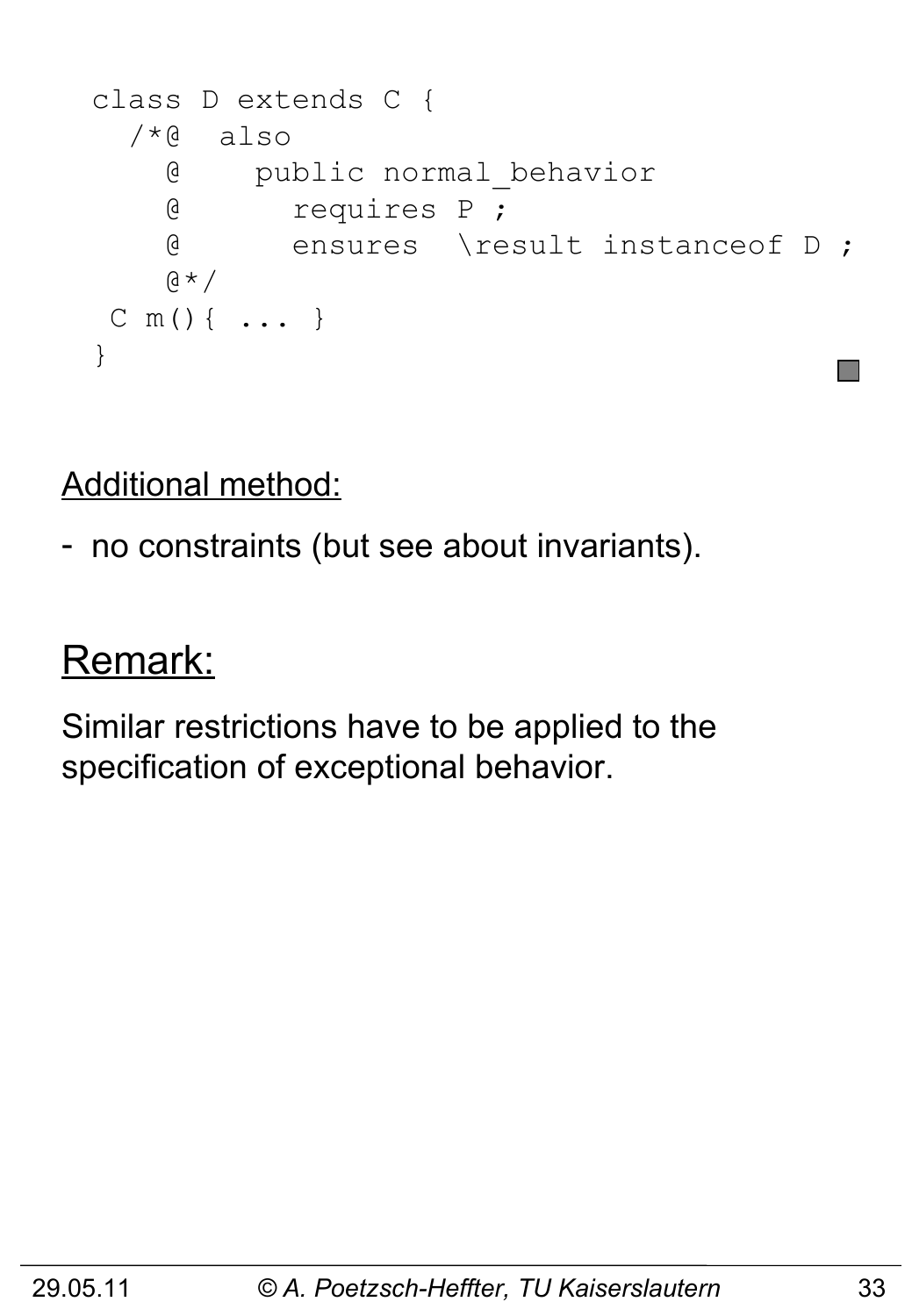```
class D extends C {
  /*@  also
    @    public normal_behavior
    @      requires P ;
    @      ensures  \result instanceof D ;
    @*/
  C m(){ ... }
}
```

Additional method:

- no constraints (but see about invariants).

## Remark:

Similar restrictions have to be applied to the specification of exceptional behavior.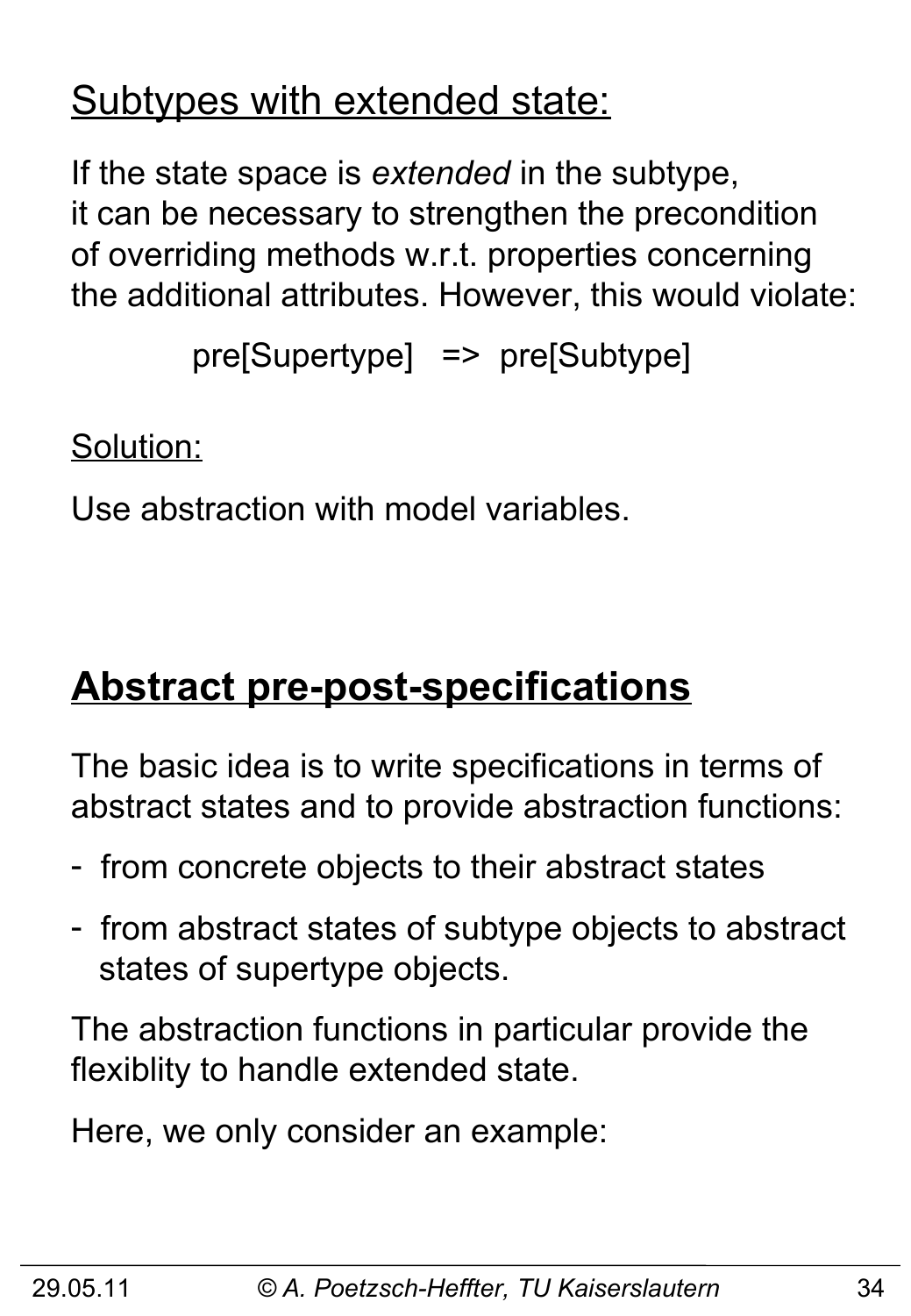## Subtypes with extended state:

If the state space is *extended* in the subtype, it can be necessary to strengthen the precondition of overriding methods w.r.t. properties concerning the additional attributes. However, this would violate:

pre[Supertype] => pre[Subtype]

Solution:

Use abstraction with model variables.

# Abstract pre-post-specifications

The basic idea is to write specifications in terms of abstract states and to provide abstraction functions:

- from concrete objects to their abstract states
- from abstract states of subtype objects to abstract states of supertype objects.

The abstraction functions in particular provide the flexiblity to handle extended state.

Here, we only consider an example: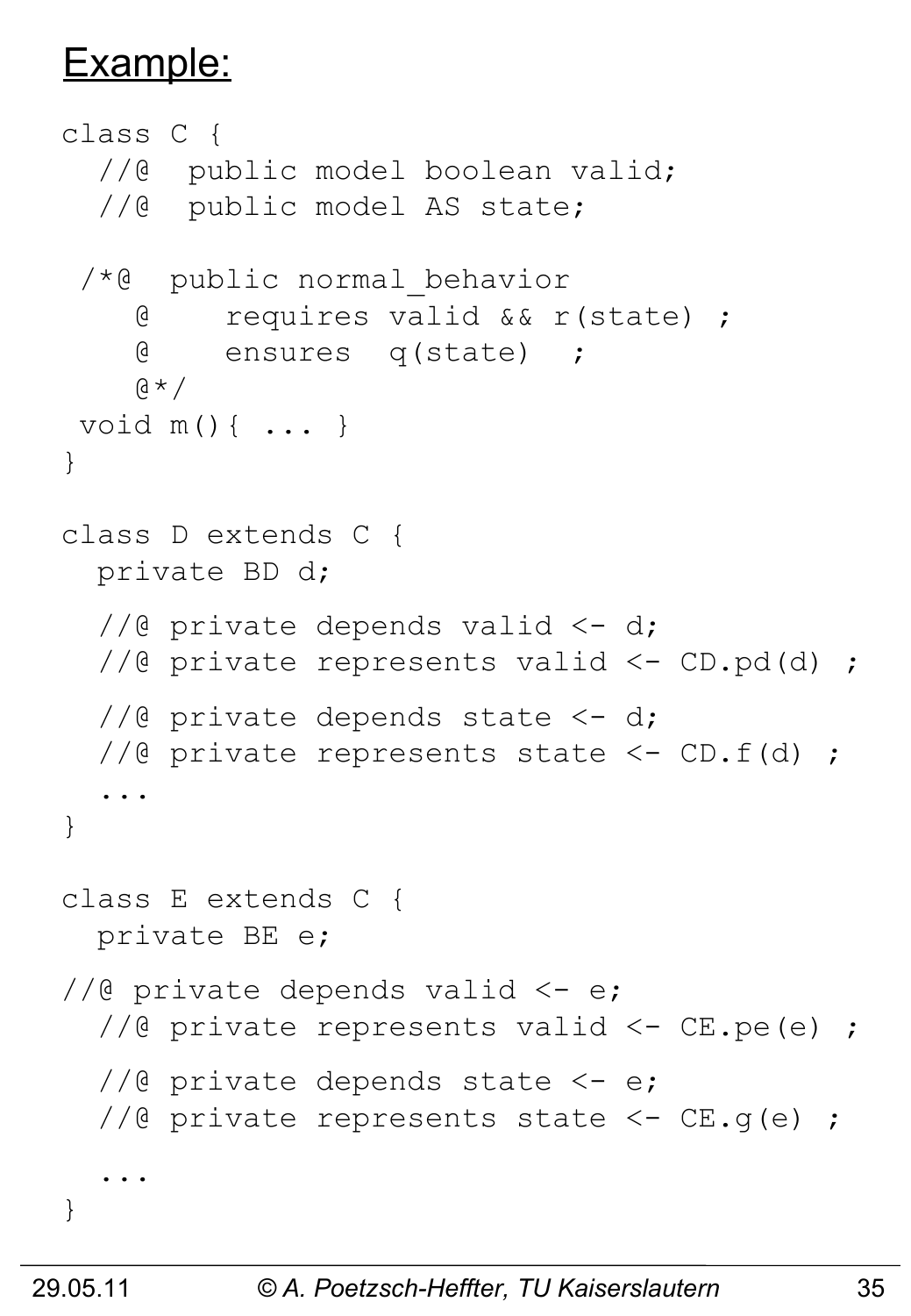## Example:

```
class C {
  //@  public model boolean valid;
  //@  public model AS state;

 /*@  public normal_behavior
    @    requires valid && r(state) ;
    @    ensures  q(state)  ;
    @*/
 void m(){ ... }
}

class D extends C {
  private BD d;

  //@ private depends valid <- d;
  //@ private represents valid <- CD.pd(d) ;

  //@ private depends state <- d;
  //@ private represents state <- CD.f(d) ;
  ...
}

class E extends C {
  private BE e;

//@ private depends valid <- e;
  //@ private represents valid <- CE.pe(e) ;

  //@ private depends state <- e;
  //@ private represents state <- CE.g(e) ;

  ...
}
```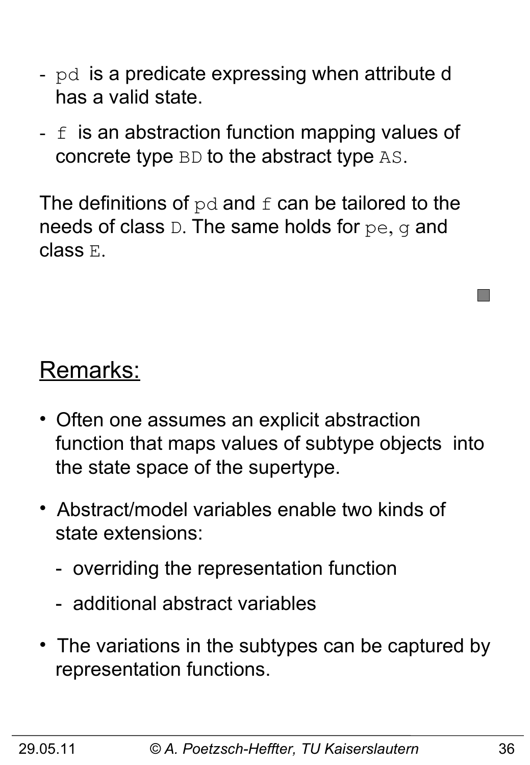- `pd` is a predicate expressing when attribute d has a valid state.
- `f` is an abstraction function mapping values of concrete type `BD` to the abstract type `AS`.

The definitions of `pd` and `f` can be tailored to the needs of class `D`. The same holds for `pe`, `g` and class `E`.

## Remarks:

- Often one assumes an explicit abstraction function that maps values of subtype objects into the state space of the supertype.
- Abstract/model variables enable two kinds of state extensions:
  - overriding the representation function
  - additional abstract variables
- The variations in the subtypes can be captured by representation functions.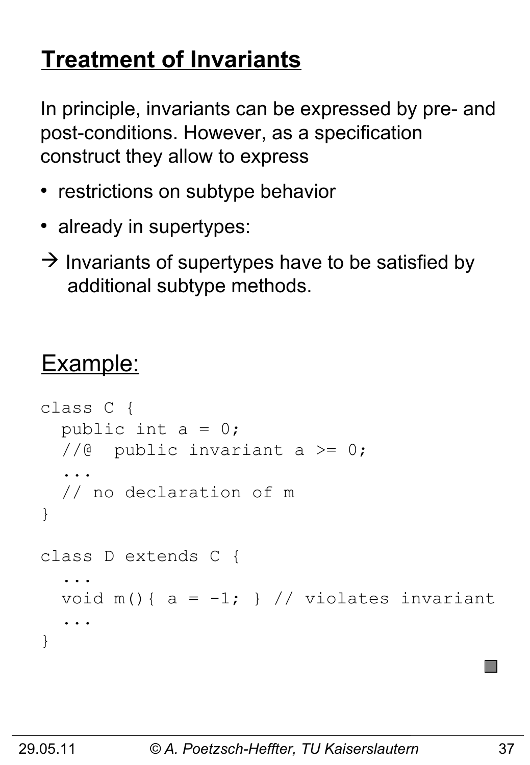# Treatment of Invariants

In principle, invariants can be expressed by pre- and post-conditions. However, as a specification construct they allow to express

- restrictions on subtype behavior
- already in supertypes:

→ Invariants of supertypes have to be satisfied by additional subtype methods.

## Example:

```
class C {
  public int a = 0;
  //@  public invariant a >= 0;
  ...
  // no declaration of m
}

class D extends C {
  ...
  void m(){ a = -1; } // violates invariant
  ...
}
```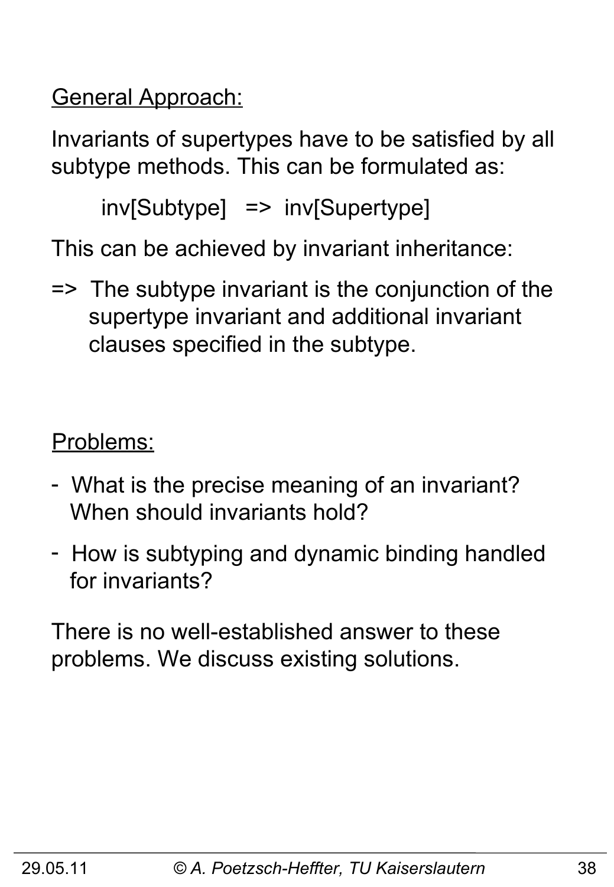<u>General Approach:</u>

Invariants of supertypes have to be satisfied by all subtype methods. This can be formulated as:

    inv[Subtype]   =>  inv[Supertype]

This can be achieved by invariant inheritance:

=>  The subtype invariant is the conjunction of the supertype invariant and additional invariant clauses specified in the subtype.

<u>Problems:</u>

- What is the precise meaning of an invariant? When should invariants hold?
- How is subtyping and dynamic binding handled for invariants?

There is no well-established answer to these problems. We discuss existing solutions.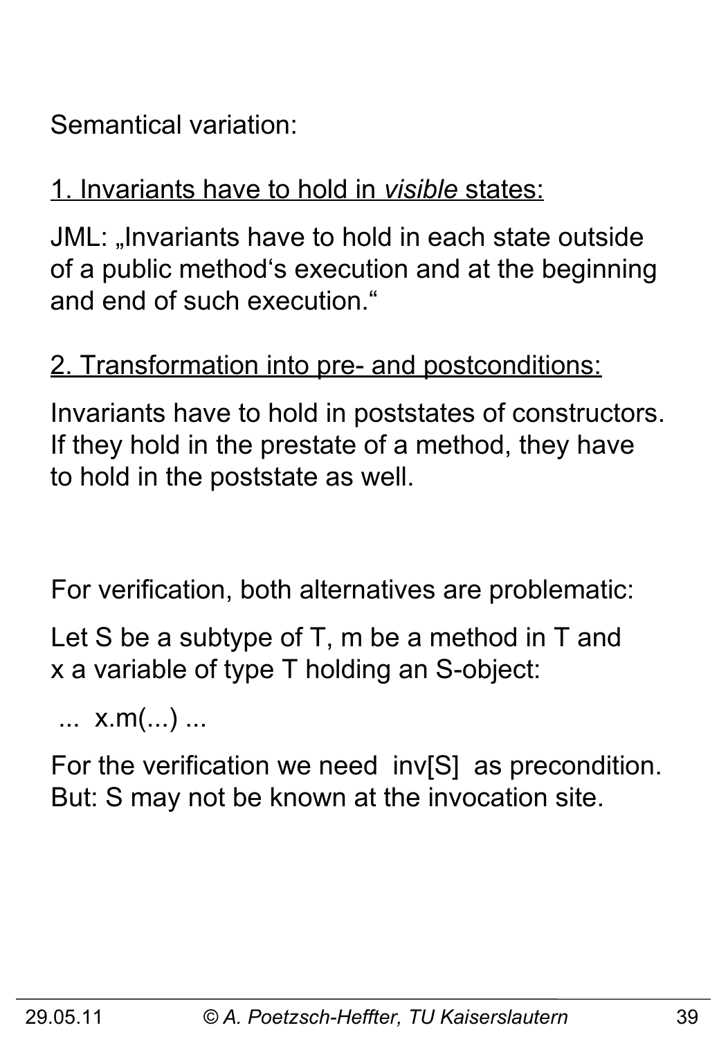Semantical variation:

1. Invariants have to hold in *visible* states:

JML: „Invariants have to hold in each state outside of a public method‘s execution and at the beginning and end of such execution.“

2. Transformation into pre- and postconditions:

Invariants have to hold in poststates of constructors. If they hold in the prestate of a method, they have to hold in the poststate as well.

For verification, both alternatives are problematic:

Let S be a subtype of T, m be a method in T and x a variable of type T holding an S-object:

```
... x.m(...) ...
```

For the verification we need inv[S] as precondition. But: S may not be known at the invocation site.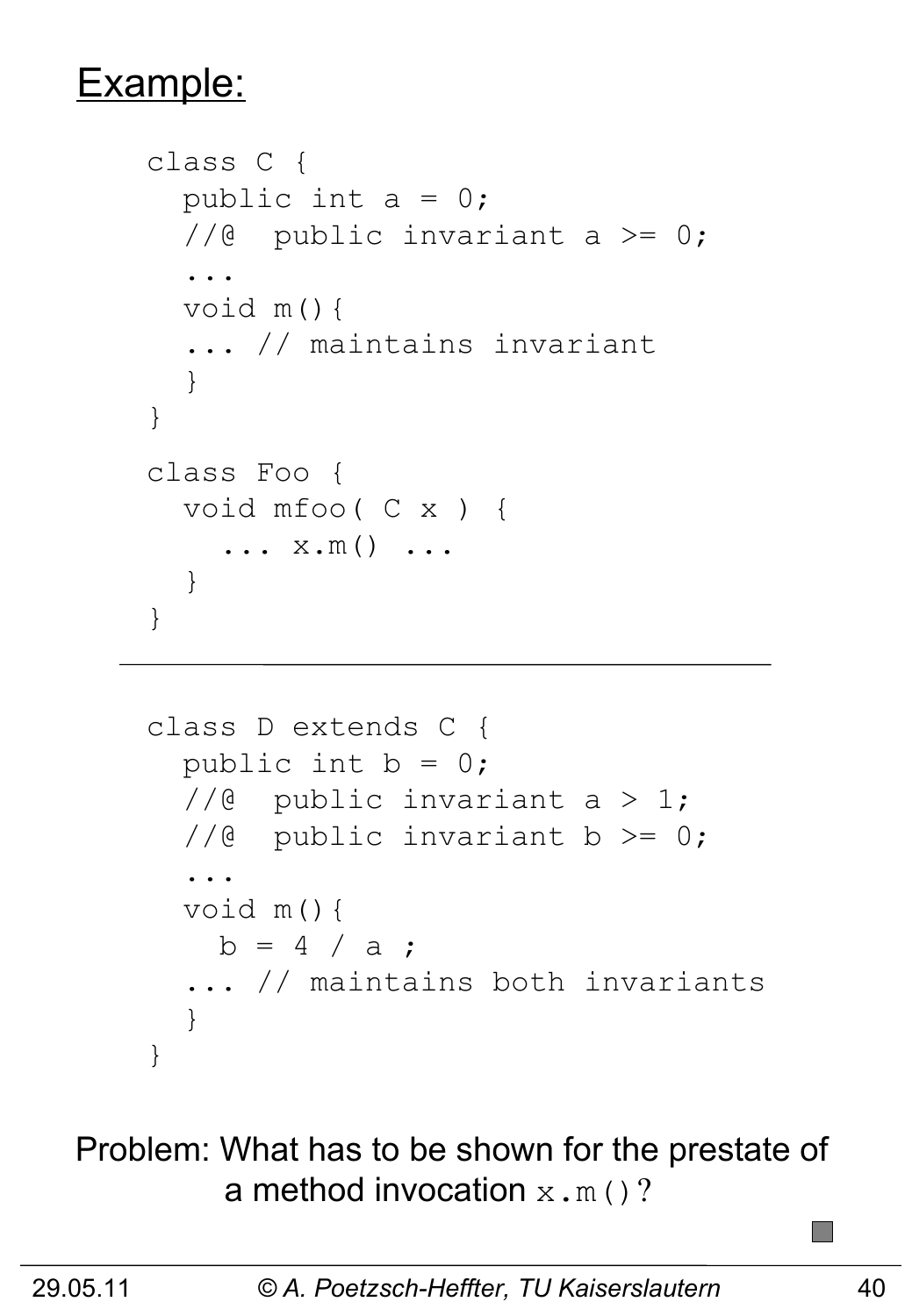## Example:

```
class C {
  public int a = 0;
  //@  public invariant a >= 0;
  ...
  void m(){
  ... // maintains invariant
  }
}

class Foo {
  void mfoo( C x ) {
    ... x.m() ...
  }
}
```

---

```
class D extends C {
  public int b = 0;
  //@  public invariant a > 1;
  //@  public invariant b >= 0;
  ...
  void m(){
    b = 4 / a ;
  ... // maintains both invariants
  }
}
```

Problem: What has to be shown for the prestate of a method invocation `x.m()`?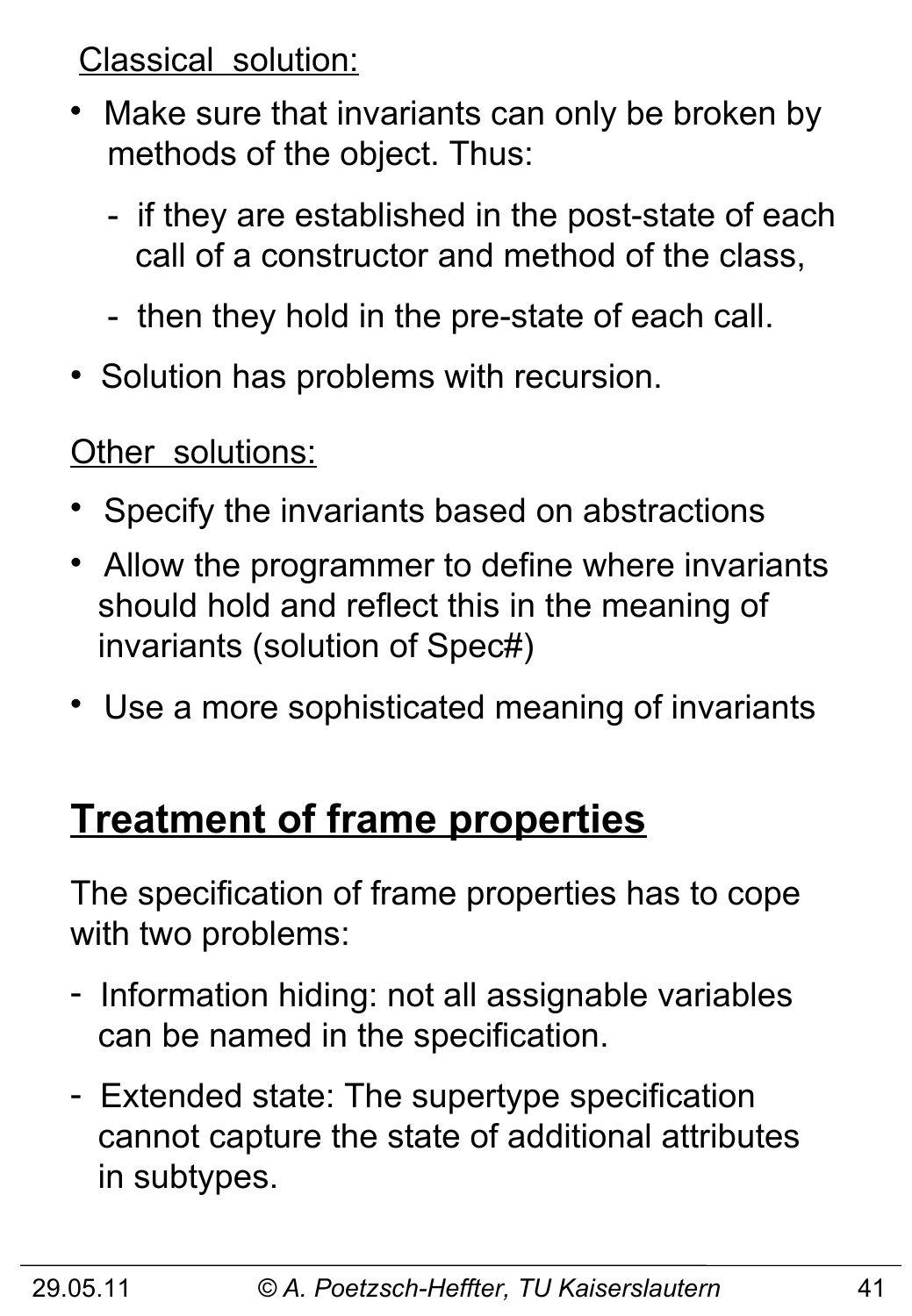Classical solution:

- Make sure that invariants can only be broken by methods of the object. Thus:
  - if they are established in the post-state of each call of a constructor and method of the class,
  - then they hold in the pre-state of each call.
- Solution has problems with recursion.

Other solutions:

- Specify the invariants based on abstractions
- Allow the programmer to define where invariants should hold and reflect this in the meaning of invariants (solution of Spec#)
- Use a more sophisticated meaning of invariants

## Treatment of frame properties

The specification of frame properties has to cope with two problems:

- Information hiding: not all assignable variables can be named in the specification.
- Extended state: The supertype specification cannot capture the state of additional attributes in subtypes.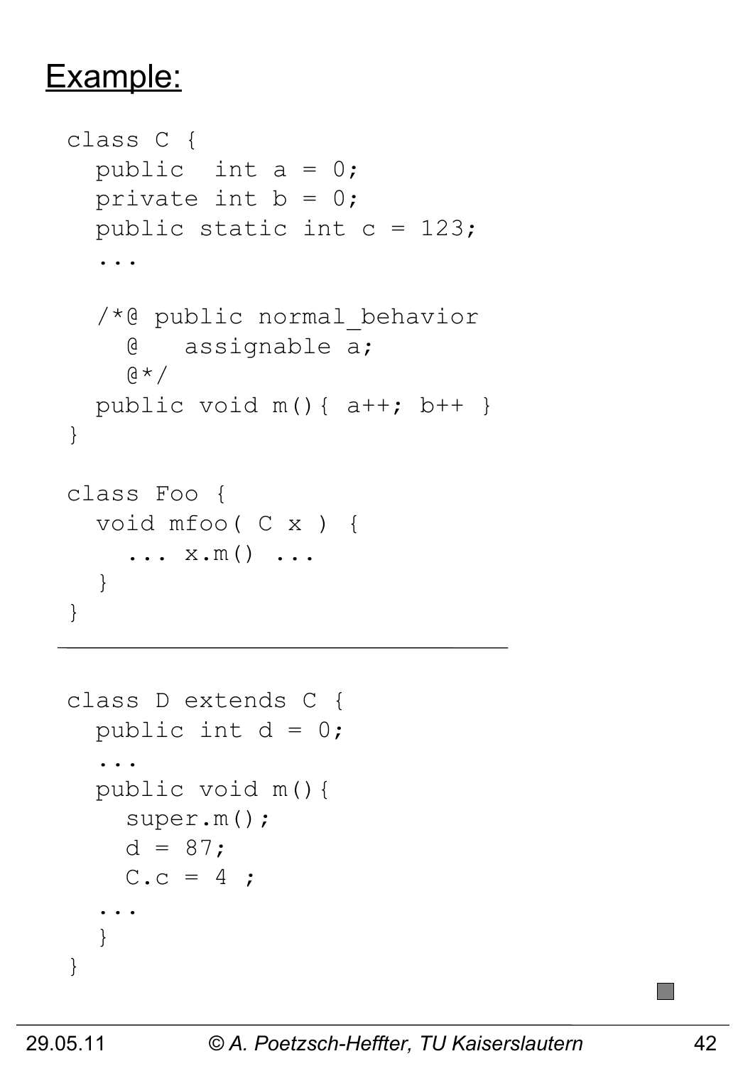# Example:

```
class C {
  public  int a = 0;
  private int b = 0;
  public static int c = 123;
  ...

  /*@ public normal_behavior
    @   assignable a;
    @*/
  public void m(){ a++; b++ }
}

class Foo {
  void mfoo( C x ) {
    ... x.m() ...
  }
}
```

---

```
class D extends C {
  public int d = 0;
  ...
  public void m(){
    super.m();
    d = 87;
    C.c = 4 ;
  ...
  }
}
```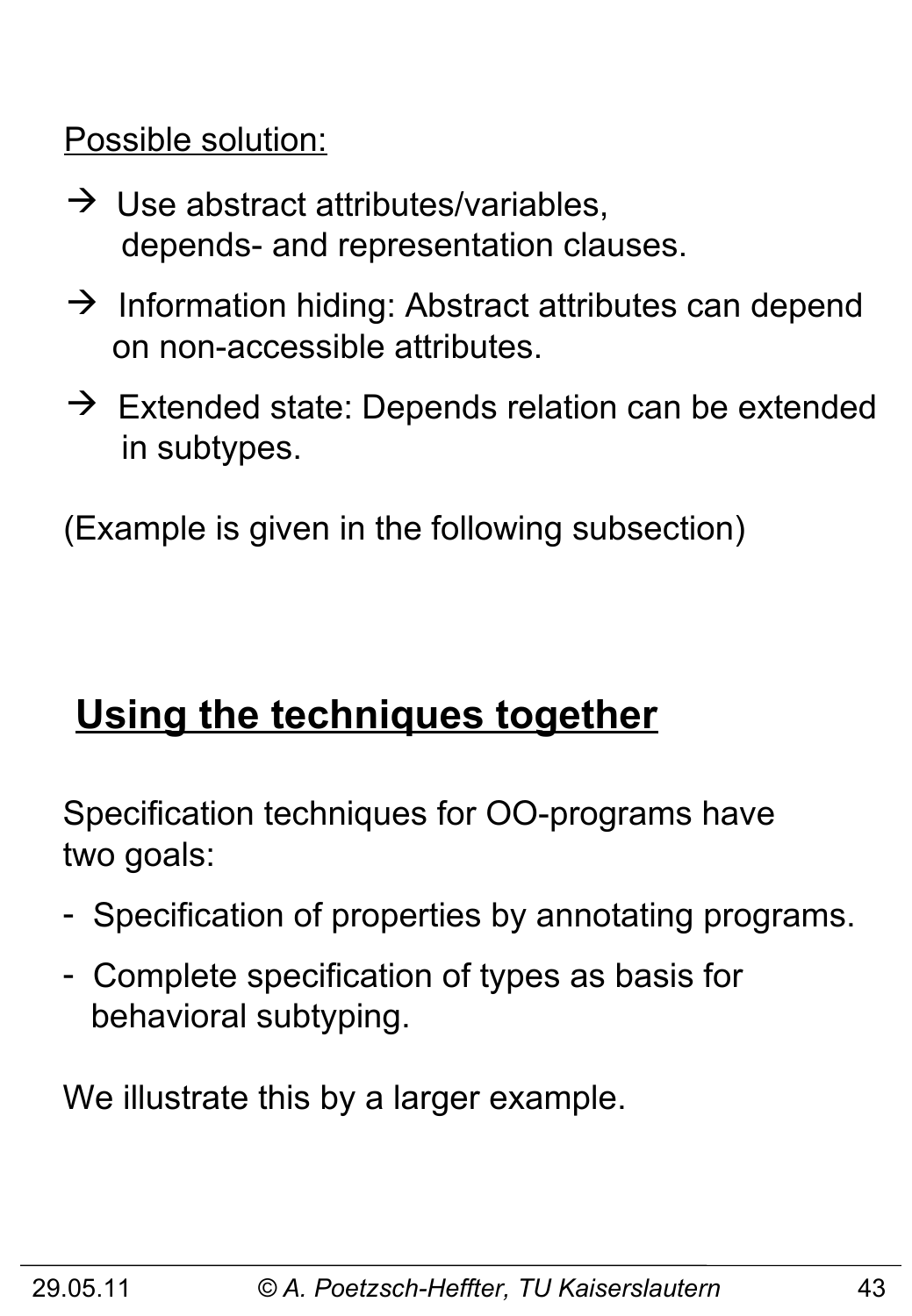Possible solution:

→ Use abstract attributes/variables, depends- and representation clauses.

→ Information hiding: Abstract attributes can depend on non-accessible attributes.

→ Extended state: Depends relation can be extended in subtypes.

(Example is given in the following subsection)

## Using the techniques together

Specification techniques for OO-programs have two goals:

- Specification of properties by annotating programs.
- Complete specification of types as basis for behavioral subtyping.

We illustrate this by a larger example.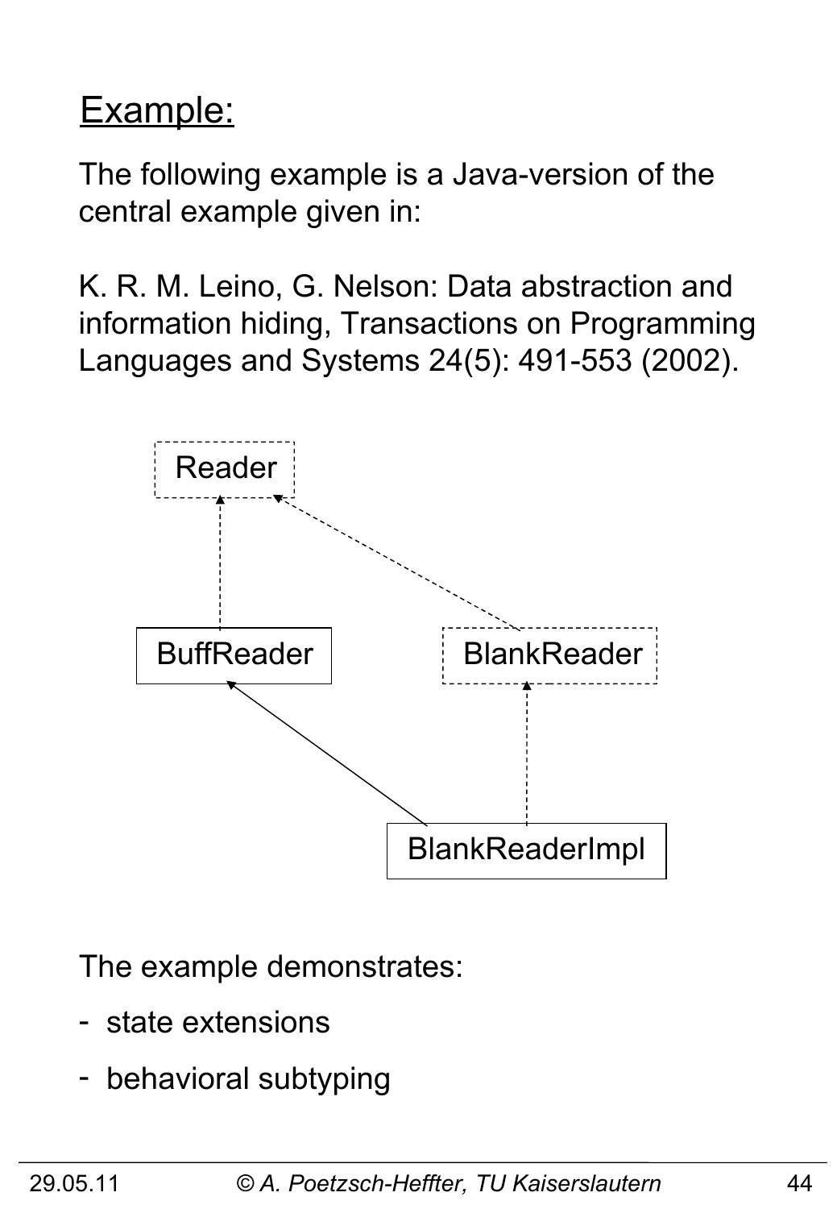## Example:

The following example is a Java-version of the central example given in:

K. R. M. Leino, G. Nelson: Data abstraction and information hiding, Transactions on Programming Languages and Systems 24(5): 491-553 (2002).

Reader

BuffReader

BlankReader

BlankReaderImpl

The example demonstrates:

- state extensions
- behavioral subtyping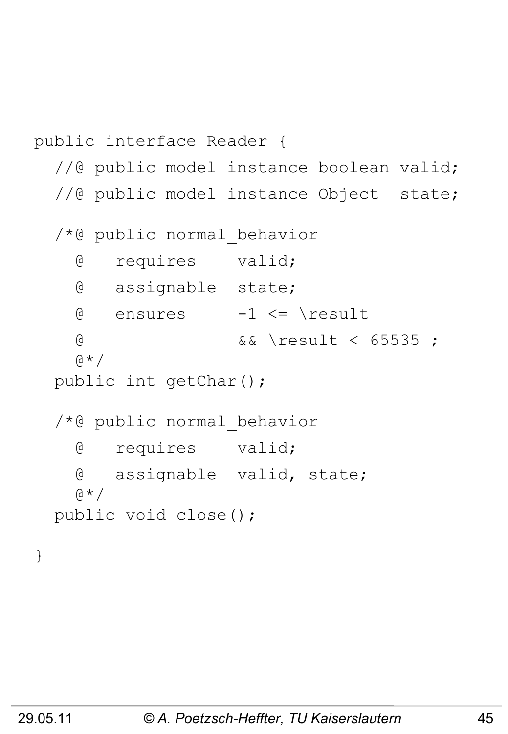```
public interface Reader {
  //@ public model instance boolean valid;
  //@ public model instance Object  state;

  /*@ public normal_behavior
    @   requires    valid;
    @   assignable  state;
    @   ensures     -1 <= \result
    @               && \result < 65535 ;
    @*/
  public int getChar();

  /*@ public normal_behavior
    @   requires    valid;
    @   assignable  valid, state;
    @*/
  public void close();

}
```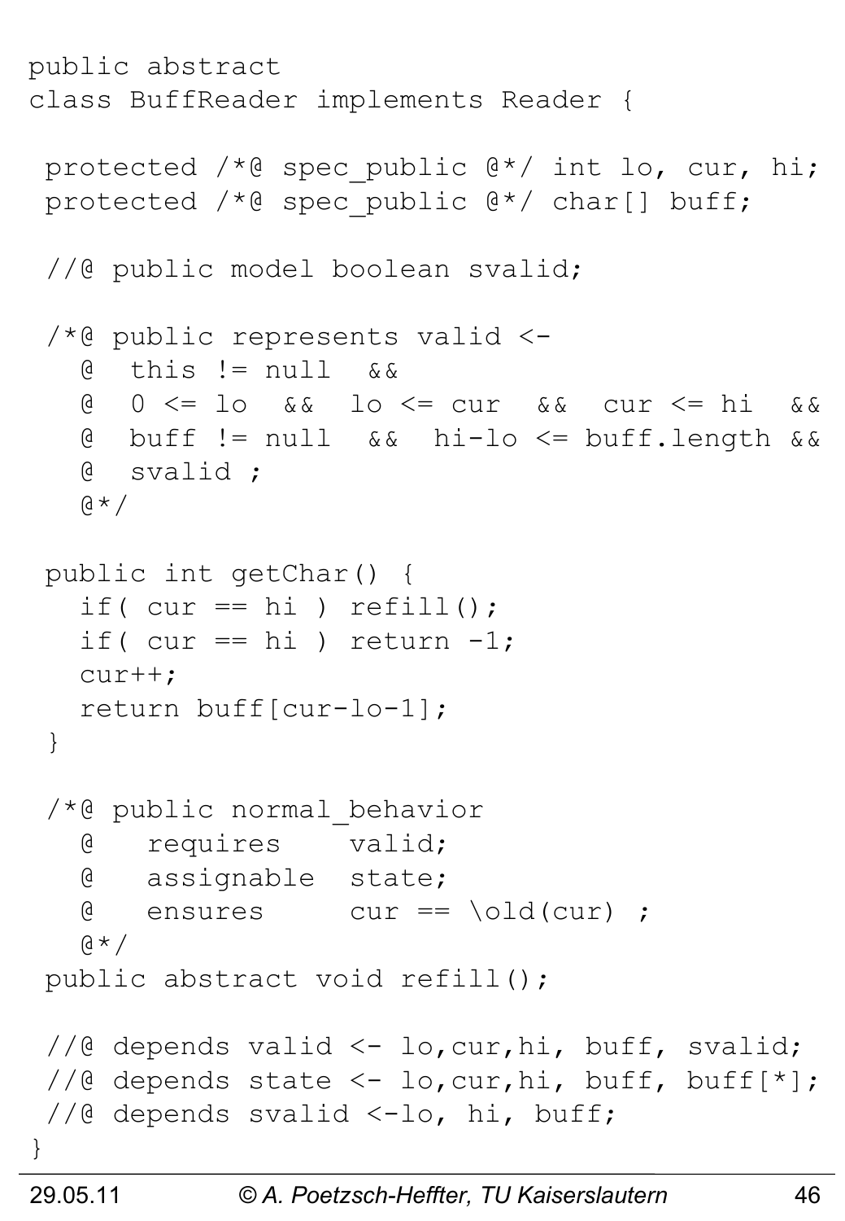```
public abstract
class BuffReader implements Reader {

 protected /*@ spec_public @*/ int lo, cur, hi;
 protected /*@ spec_public @*/ char[] buff;

 //@ public model boolean svalid;

 /*@ public represents valid <-
   @  this != null  &&
   @  0 <= lo  &&  lo <= cur  &&  cur <= hi  &&
   @  buff != null  &&  hi-lo <= buff.length &&
   @  svalid ;
   @*/

 public int getChar() {
   if( cur == hi ) refill();
   if( cur == hi ) return -1;
   cur++;
   return buff[cur-lo-1];
 }

 /*@ public normal_behavior
   @   requires    valid;
   @   assignable  state;
   @   ensures     cur == \old(cur) ;
   @*/
 public abstract void refill();

 //@ depends valid <- lo,cur,hi, buff, svalid;
 //@ depends state <- lo,cur,hi, buff, buff[*];
 //@ depends svalid <-lo, hi, buff;
}
```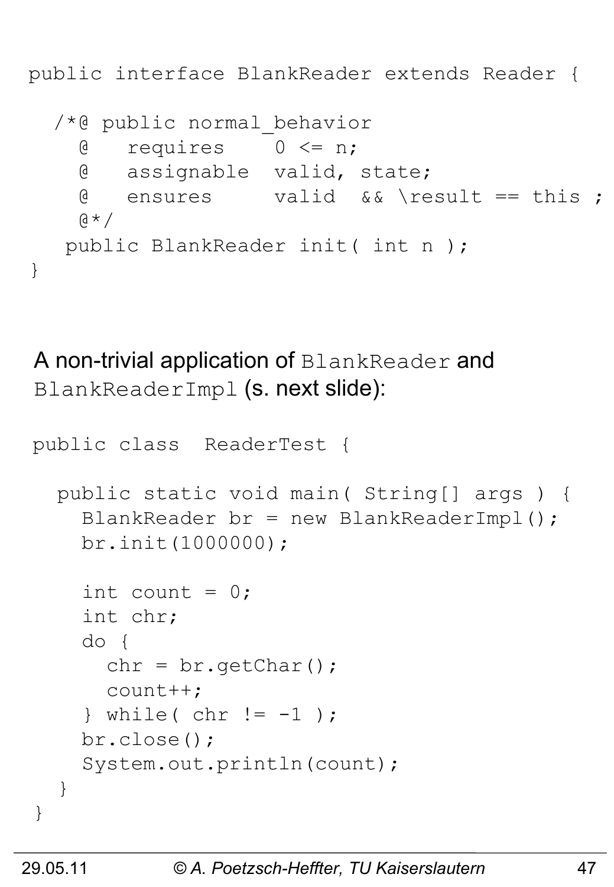```
public interface BlankReader extends Reader {

  /*@ public normal_behavior
    @   requires    0 <= n;
    @   assignable  valid, state;
    @   ensures     valid  && \result == this ;
    @*/
   public BlankReader init( int n );
}
```

A non-trivial application of `BlankReader` and `BlankReaderImpl` (s. next slide):

```
public class  ReaderTest {

  public static void main( String[] args ) {
    BlankReader br = new BlankReaderImpl();
    br.init(1000000);

    int count = 0;
    int chr;
    do {
      chr = br.getChar();
      count++;
    } while( chr != -1 );
    br.close();
    System.out.println(count);
  }
}
```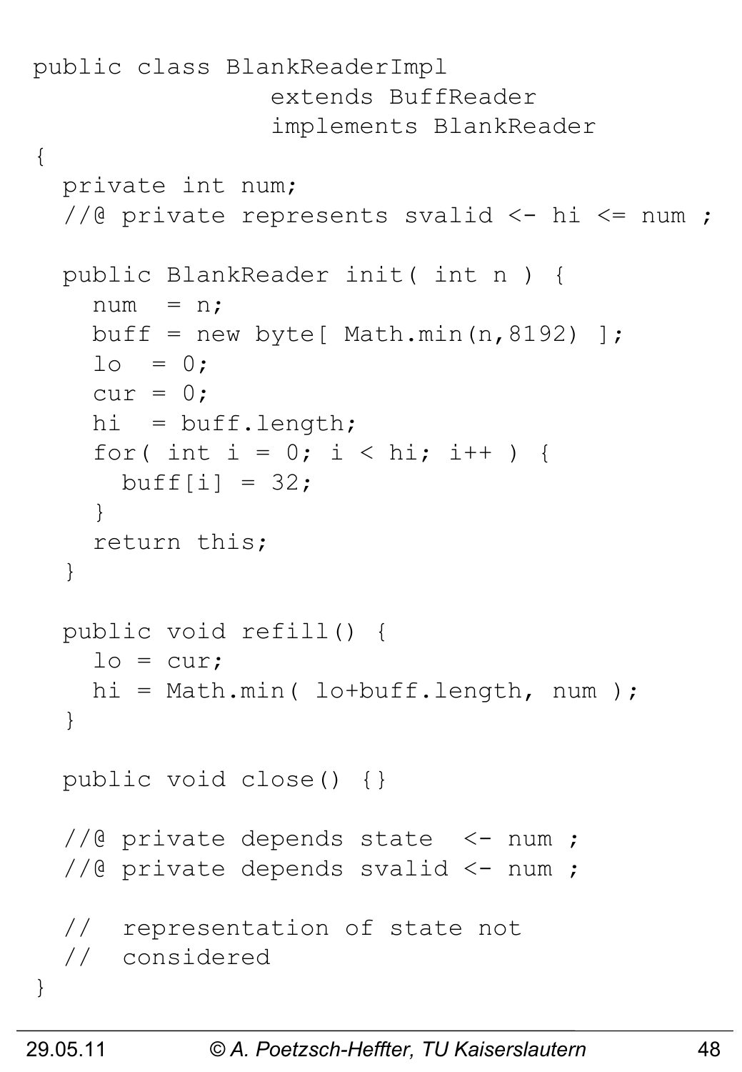```
public class BlankReaderImpl
                extends BuffReader
                implements BlankReader
{
  private int num;
  //@ private represents svalid <- hi <= num ;

  public BlankReader init( int n ) {
    num  = n;
    buff = new byte[ Math.min(n,8192) ];
    lo  = 0;
    cur = 0;
    hi  = buff.length;
    for( int i = 0; i < hi; i++ ) {
      buff[i] = 32;
    }
    return this;
  }

  public void refill() {
    lo = cur;
    hi = Math.min( lo+buff.length, num );
  }

  public void close() {}

  //@ private depends state  <- num ;
  //@ private depends svalid <- num ;

  //  representation of state not
  //  considered
}
```